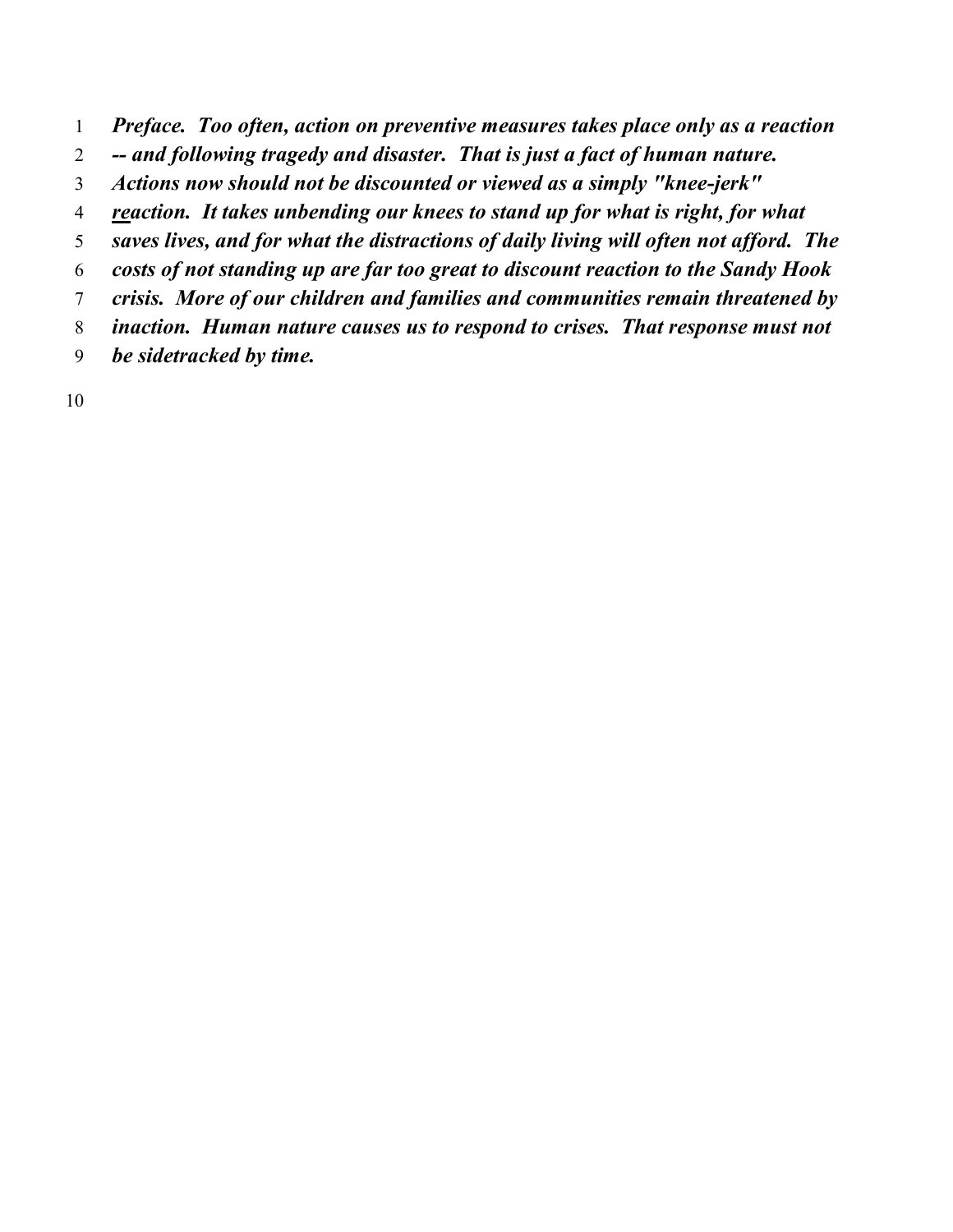***Preface. Too often, action on preventive measures takes place only as a reaction -- and following tragedy and disaster. That is just a fact of human nature. Actions now should not be discounted or viewed as a simply "knee-jerk" <u>re</u>action. It takes unbending our knees to stand up for what is right, for what saves lives, and for what the distractions of daily living will often not afford. The costs of not standing up are far too great to discount reaction to the Sandy Hook crisis. More of our children and families and communities remain threatened by inaction. Human nature causes us to respond to crises. That response must not be sidetracked by time.***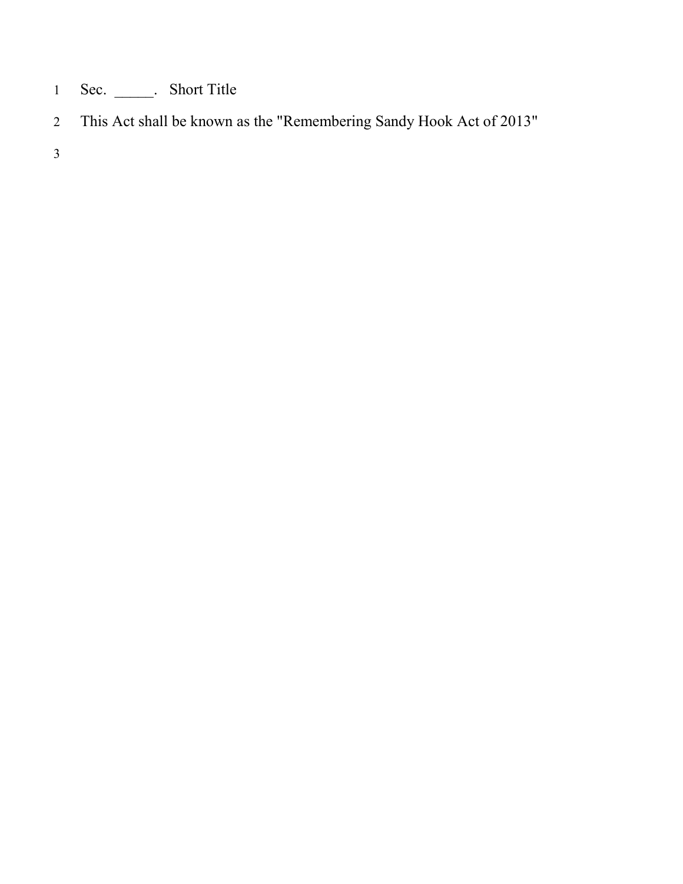Sec. _____. Short Title

This Act shall be known as the "Remembering Sandy Hook Act of 2013"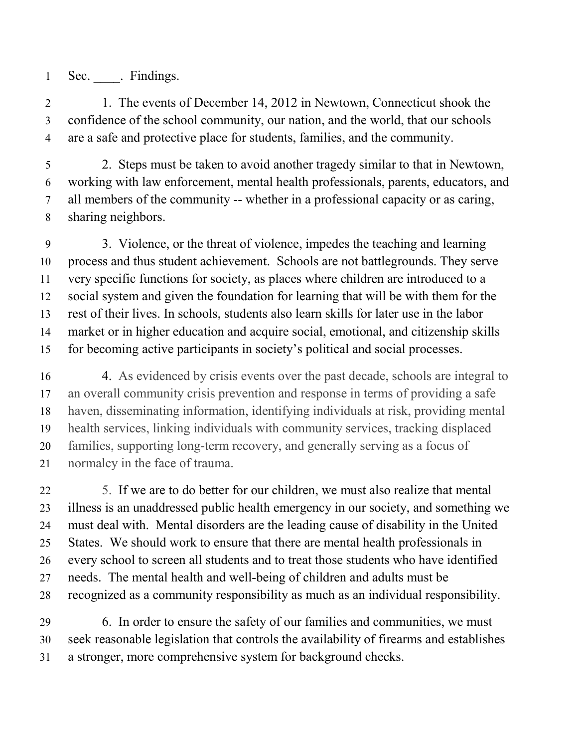Sec. ____. Findings.

1. The events of December 14, 2012 in Newtown, Connecticut shook the confidence of the school community, our nation, and the world, that our schools are a safe and protective place for students, families, and the community.

2. Steps must be taken to avoid another tragedy similar to that in Newtown, working with law enforcement, mental health professionals, parents, educators, and all members of the community -- whether in a professional capacity or as caring, sharing neighbors.

3. Violence, or the threat of violence, impedes the teaching and learning process and thus student achievement. Schools are not battlegrounds. They serve very specific functions for society, as places where children are introduced to a social system and given the foundation for learning that will be with them for the rest of their lives. In schools, students also learn skills for later use in the labor market or in higher education and acquire social, emotional, and citizenship skills for becoming active participants in society's political and social processes.

4. As evidenced by crisis events over the past decade, schools are integral to an overall community crisis prevention and response in terms of providing a safe haven, disseminating information, identifying individuals at risk, providing mental health services, linking individuals with community services, tracking displaced families, supporting long-term recovery, and generally serving as a focus of normalcy in the face of trauma.

5. If we are to do better for our children, we must also realize that mental illness is an unaddressed public health emergency in our society, and something we must deal with. Mental disorders are the leading cause of disability in the United States. We should work to ensure that there are mental health professionals in every school to screen all students and to treat those students who have identified needs. The mental health and well-being of children and adults must be recognized as a community responsibility as much as an individual responsibility.

6. In order to ensure the safety of our families and communities, we must seek reasonable legislation that controls the availability of firearms and establishes a stronger, more comprehensive system for background checks.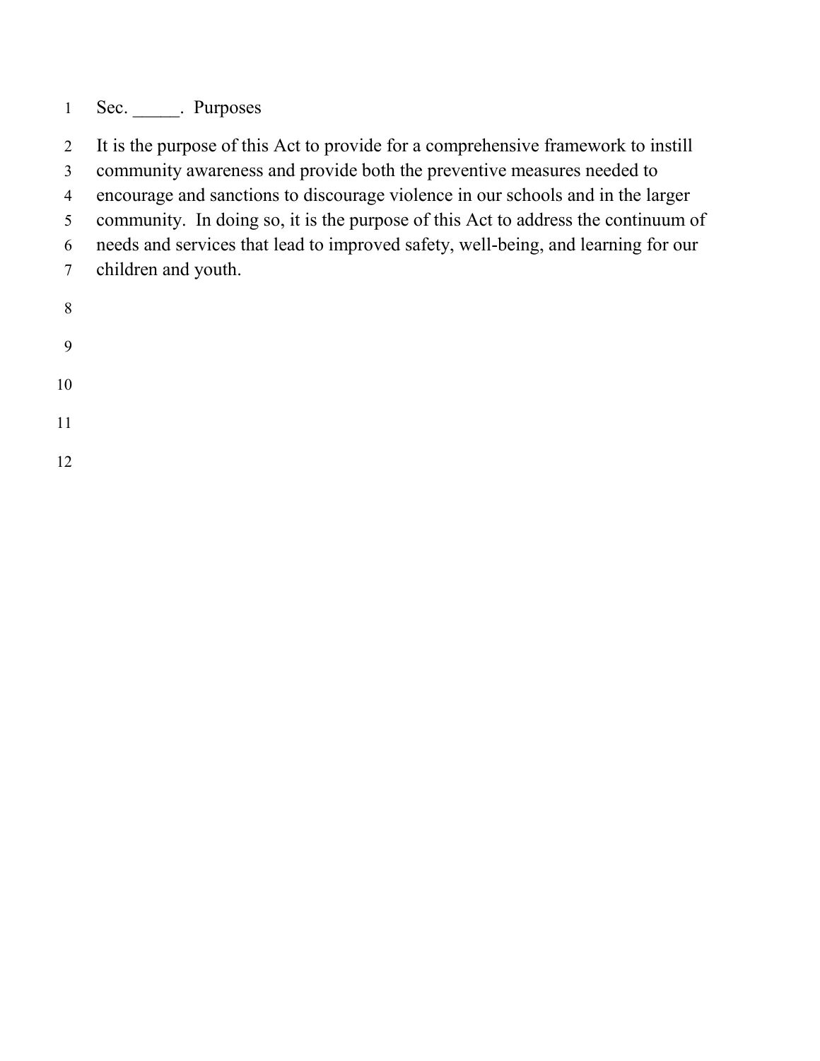Sec. _____.  Purposes

It is the purpose of this Act to provide for a comprehensive framework to instill community awareness and provide both the preventive measures needed to encourage and sanctions to discourage violence in our schools and in the larger community.  In doing so, it is the purpose of this Act to address the continuum of needs and services that lead to improved safety, well-being, and learning for our children and youth.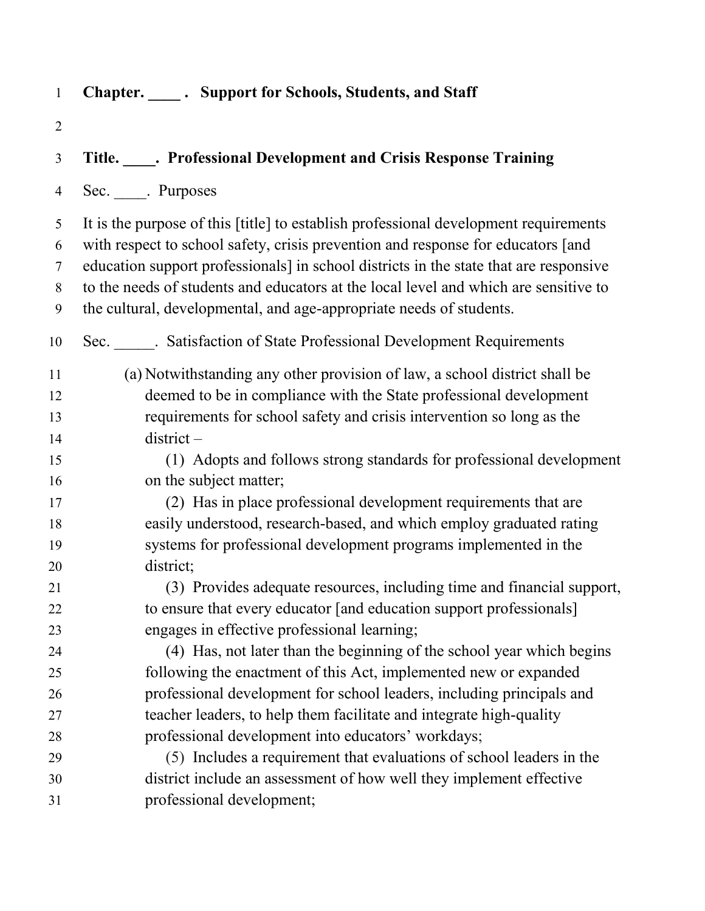**Chapter. ____ . Support for Schools, Students, and Staff**

**Title. ____. Professional Development and Crisis Response Training**

Sec. ____. Purposes

It is the purpose of this [title] to establish professional development requirements with respect to school safety, crisis prevention and response for educators [and education support professionals] in school districts in the state that are responsive to the needs of students and educators at the local level and which are sensitive to the cultural, developmental, and age-appropriate needs of students.

Sec. _____. Satisfaction of State Professional Development Requirements

(a) Notwithstanding any other provision of law, a school district shall be deemed to be in compliance with the State professional development requirements for school safety and crisis intervention so long as the district –

(1) Adopts and follows strong standards for professional development on the subject matter;

(2) Has in place professional development requirements that are easily understood, research-based, and which employ graduated rating systems for professional development programs implemented in the district;

(3) Provides adequate resources, including time and financial support, to ensure that every educator [and education support professionals] engages in effective professional learning;

(4) Has, not later than the beginning of the school year which begins following the enactment of this Act, implemented new or expanded professional development for school leaders, including principals and teacher leaders, to help them facilitate and integrate high-quality professional development into educators' workdays;

(5) Includes a requirement that evaluations of school leaders in the district include an assessment of how well they implement effective professional development;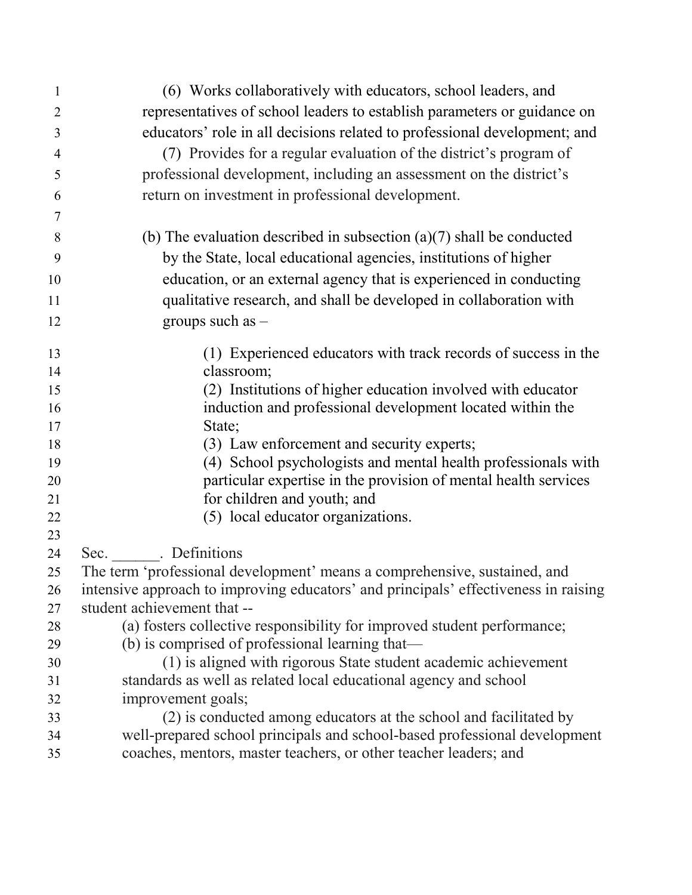(6) Works collaboratively with educators, school leaders, and representatives of school leaders to establish parameters or guidance on educators' role in all decisions related to professional development; and

(7) Provides for a regular evaluation of the district's program of professional development, including an assessment on the district's return on investment in professional development.

(b) The evaluation described in subsection (a)(7) shall be conducted by the State, local educational agencies, institutions of higher education, or an external agency that is experienced in conducting qualitative research, and shall be developed in collaboration with groups such as –

(1) Experienced educators with track records of success in the classroom;
(2) Institutions of higher education involved with educator induction and professional development located within the State;
(3) Law enforcement and security experts;
(4) School psychologists and mental health professionals with particular expertise in the provision of mental health services for children and youth; and
(5) local educator organizations.

Sec. ______. Definitions

The term 'professional development' means a comprehensive, sustained, and intensive approach to improving educators' and principals' effectiveness in raising student achievement that --

(a) fosters collective responsibility for improved student performance;
(b) is comprised of professional learning that—

(1) is aligned with rigorous State student academic achievement standards as well as related local educational agency and school improvement goals;
(2) is conducted among educators at the school and facilitated by well-prepared school principals and school-based professional development coaches, mentors, master teachers, or other teacher leaders; and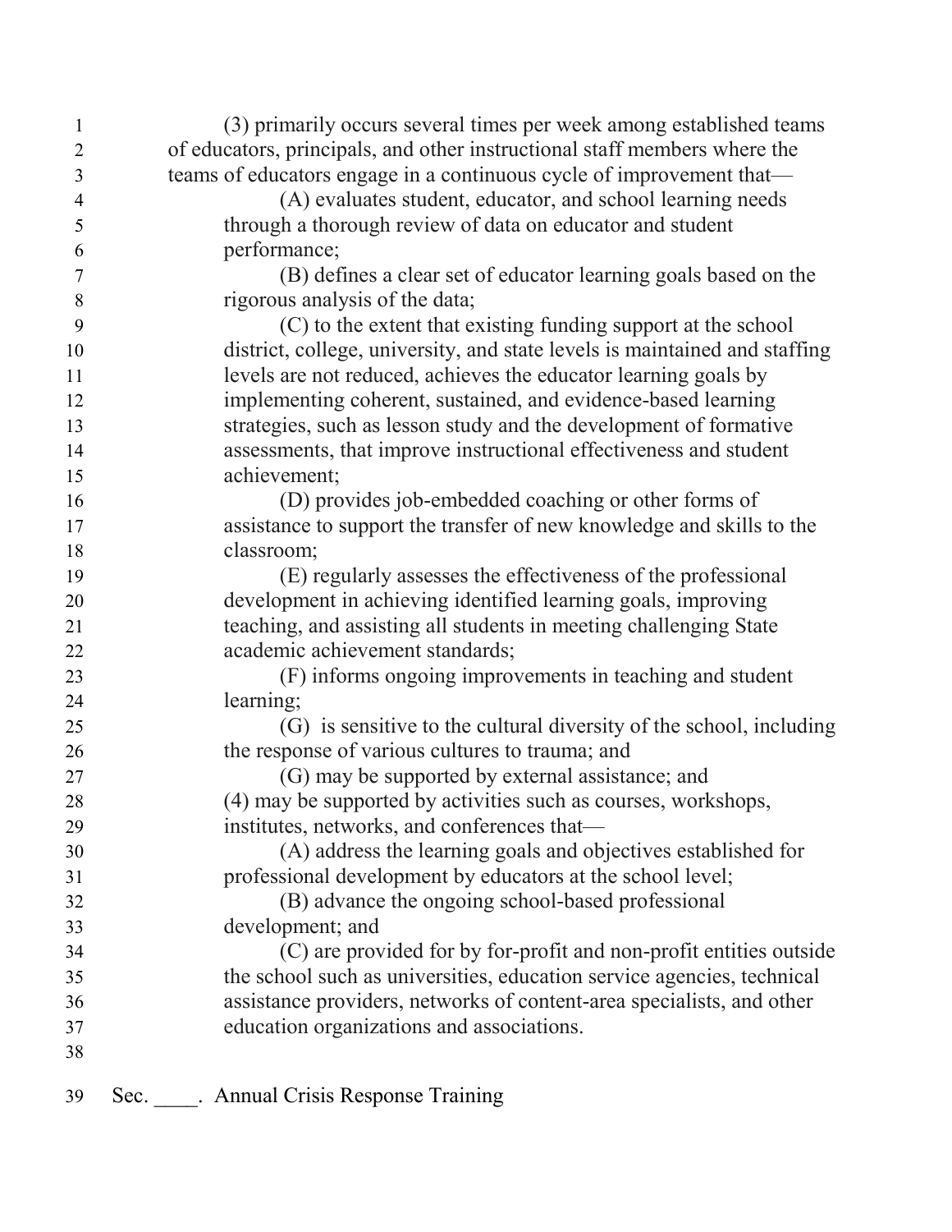(3) primarily occurs several times per week among established teams of educators, principals, and other instructional staff members where the teams of educators engage in a continuous cycle of improvement that—

(A) evaluates student, educator, and school learning needs through a thorough review of data on educator and student performance;

(B) defines a clear set of educator learning goals based on the rigorous analysis of the data;

(C) to the extent that existing funding support at the school district, college, university, and state levels is maintained and staffing levels are not reduced, achieves the educator learning goals by implementing coherent, sustained, and evidence-based learning strategies, such as lesson study and the development of formative assessments, that improve instructional effectiveness and student achievement;

(D) provides job-embedded coaching or other forms of assistance to support the transfer of new knowledge and skills to the classroom;

(E) regularly assesses the effectiveness of the professional development in achieving identified learning goals, improving teaching, and assisting all students in meeting challenging State academic achievement standards;

(F) informs ongoing improvements in teaching and student learning;

(G) is sensitive to the cultural diversity of the school, including the response of various cultures to trauma; and

(G) may be supported by external assistance; and

(4) may be supported by activities such as courses, workshops, institutes, networks, and conferences that—

(A) address the learning goals and objectives established for professional development by educators at the school level;

(B) advance the ongoing school-based professional development; and

(C) are provided for by for-profit and non-profit entities outside the school such as universities, education service agencies, technical assistance providers, networks of content-area specialists, and other education organizations and associations.

Sec. ____. Annual Crisis Response Training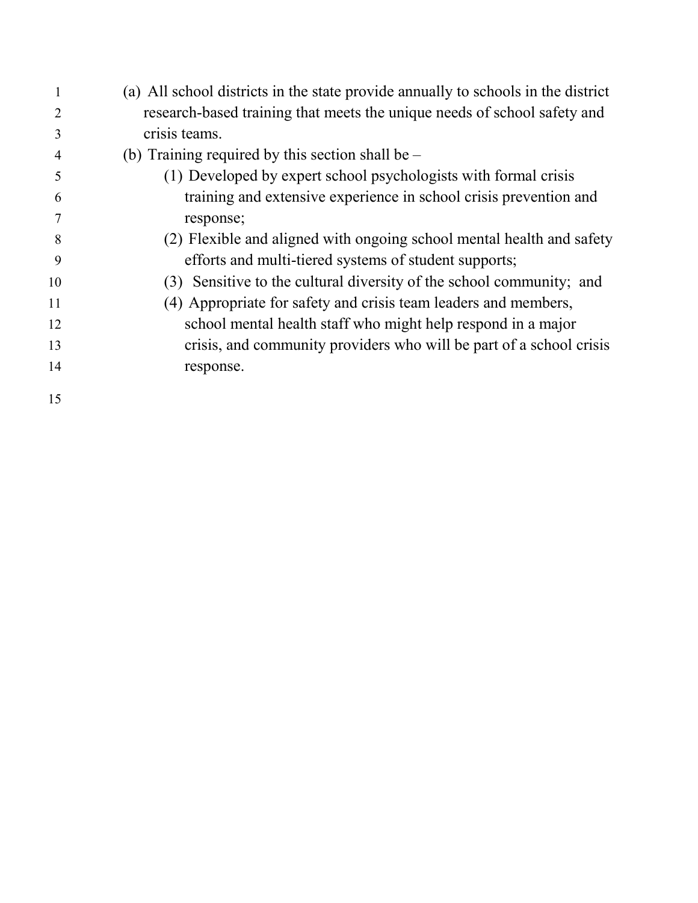(a) All school districts in the state provide annually to schools in the district research-based training that meets the unique needs of school safety and crisis teams.

(b) Training required by this section shall be –

(1) Developed by expert school psychologists with formal crisis training and extensive experience in school crisis prevention and response;

(2) Flexible and aligned with ongoing school mental health and safety efforts and multi-tiered systems of student supports;

(3) Sensitive to the cultural diversity of the school community; and

(4) Appropriate for safety and crisis team leaders and members, school mental health staff who might help respond in a major crisis, and community providers who will be part of a school crisis response.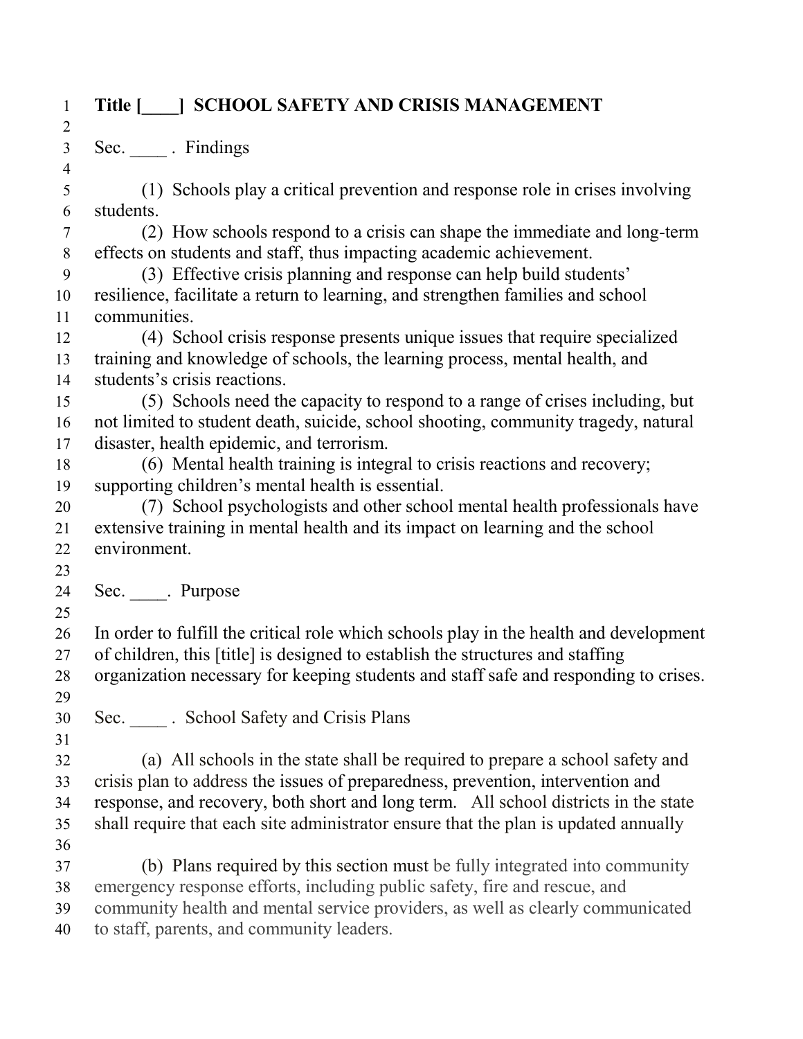**Title [____] SCHOOL SAFETY AND CRISIS MANAGEMENT**

Sec. ____ . Findings

(1) Schools play a critical prevention and response role in crises involving students.

(2) How schools respond to a crisis can shape the immediate and long-term effects on students and staff, thus impacting academic achievement.

(3) Effective crisis planning and response can help build students' resilience, facilitate a return to learning, and strengthen families and school communities.

(4) School crisis response presents unique issues that require specialized training and knowledge of schools, the learning process, mental health, and students's crisis reactions.

(5) Schools need the capacity to respond to a range of crises including, but not limited to student death, suicide, school shooting, community tragedy, natural disaster, health epidemic, and terrorism.

(6) Mental health training is integral to crisis reactions and recovery; supporting children's mental health is essential.

(7) School psychologists and other school mental health professionals have extensive training in mental health and its impact on learning and the school environment.

Sec. ____. Purpose

In order to fulfill the critical role which schools play in the health and development of children, this [title] is designed to establish the structures and staffing organization necessary for keeping students and staff safe and responding to crises.

Sec. ____ . School Safety and Crisis Plans

(a) All schools in the state shall be required to prepare a school safety and crisis plan to address the issues of preparedness, prevention, intervention and response, and recovery, both short and long term. All school districts in the state shall require that each site administrator ensure that the plan is updated annually

(b) Plans required by this section must be fully integrated into community emergency response efforts, including public safety, fire and rescue, and community health and mental service providers, as well as clearly communicated to staff, parents, and community leaders.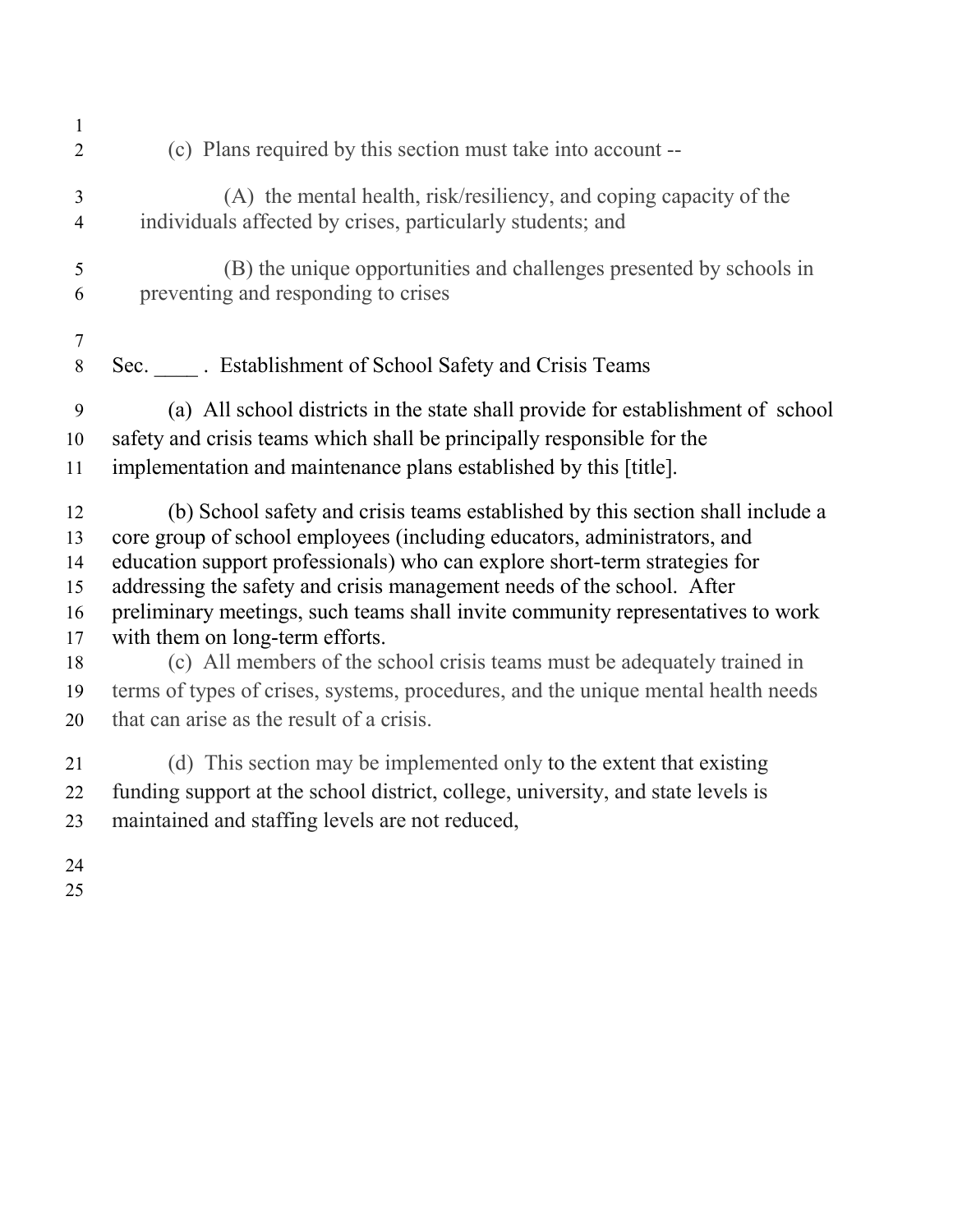(c) Plans required by this section must take into account --

(A) the mental health, risk/resiliency, and coping capacity of the individuals affected by crises, particularly students; and

(B) the unique opportunities and challenges presented by schools in preventing and responding to crises

Sec. ____ . Establishment of School Safety and Crisis Teams

(a) All school districts in the state shall provide for establishment of school safety and crisis teams which shall be principally responsible for the implementation and maintenance plans established by this [title].

(b) School safety and crisis teams established by this section shall include a core group of school employees (including educators, administrators, and education support professionals) who can explore short-term strategies for addressing the safety and crisis management needs of the school. After preliminary meetings, such teams shall invite community representatives to work with them on long-term efforts.

(c) All members of the school crisis teams must be adequately trained in terms of types of crises, systems, procedures, and the unique mental health needs that can arise as the result of a crisis.

(d) This section may be implemented only to the extent that existing funding support at the school district, college, university, and state levels is maintained and staffing levels are not reduced,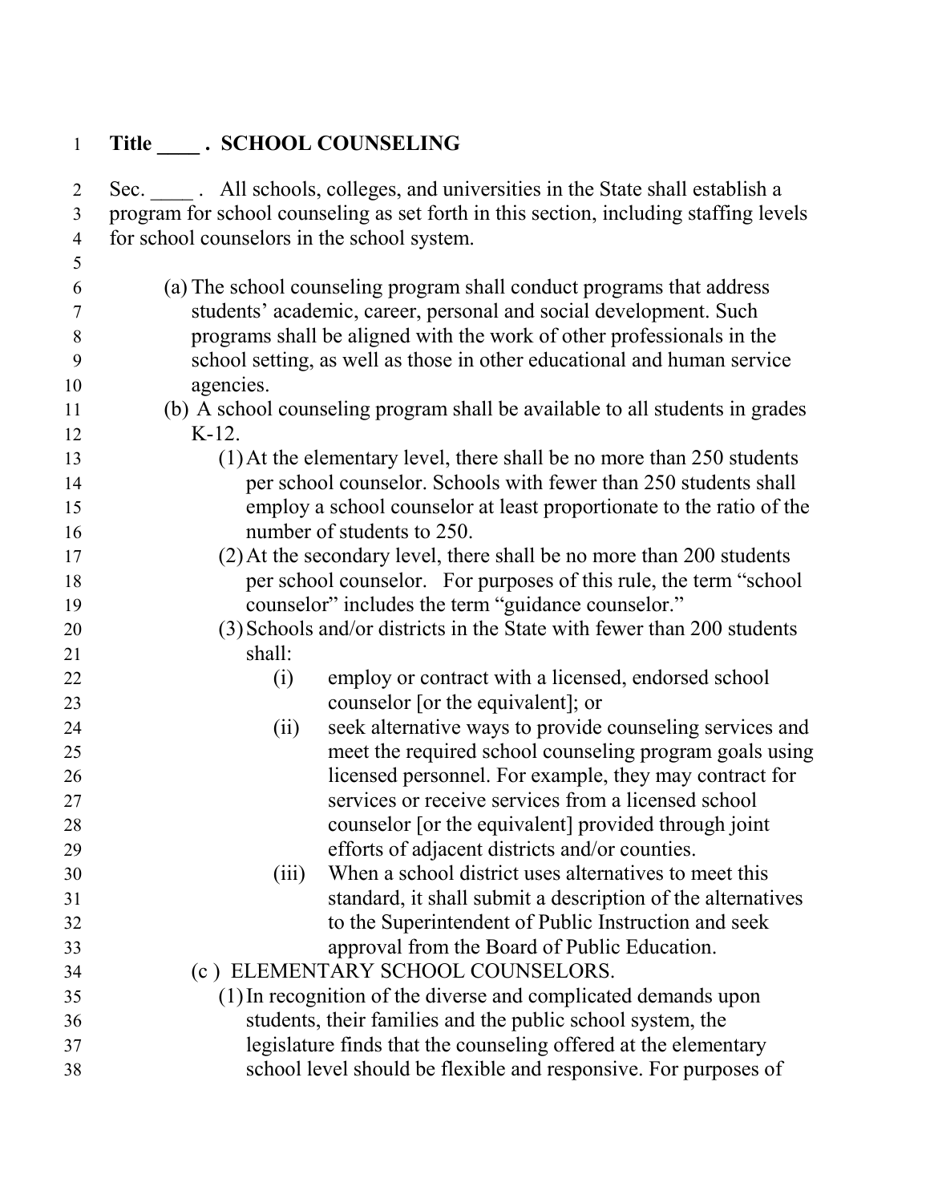## Title ____ . SCHOOL COUNSELING

Sec. ____ . All schools, colleges, and universities in the State shall establish a program for school counseling as set forth in this section, including staffing levels for school counselors in the school system.

(a) The school counseling program shall conduct programs that address students' academic, career, personal and social development. Such programs shall be aligned with the work of other professionals in the school setting, as well as those in other educational and human service agencies.

(b) A school counseling program shall be available to all students in grades K-12.

(1) At the elementary level, there shall be no more than 250 students per school counselor. Schools with fewer than 250 students shall employ a school counselor at least proportionate to the ratio of the number of students to 250.

(2) At the secondary level, there shall be no more than 200 students per school counselor. For purposes of this rule, the term "school counselor" includes the term "guidance counselor."

(3) Schools and/or districts in the State with fewer than 200 students shall:

(i) employ or contract with a licensed, endorsed school counselor [or the equivalent]; or

(ii) seek alternative ways to provide counseling services and meet the required school counseling program goals using licensed personnel. For example, they may contract for services or receive services from a licensed school counselor [or the equivalent] provided through joint efforts of adjacent districts and/or counties.

(iii) When a school district uses alternatives to meet this standard, it shall submit a description of the alternatives to the Superintendent of Public Instruction and seek approval from the Board of Public Education.

(c ) ELEMENTARY SCHOOL COUNSELORS.

(1) In recognition of the diverse and complicated demands upon students, their families and the public school system, the legislature finds that the counseling offered at the elementary school level should be flexible and responsive. For purposes of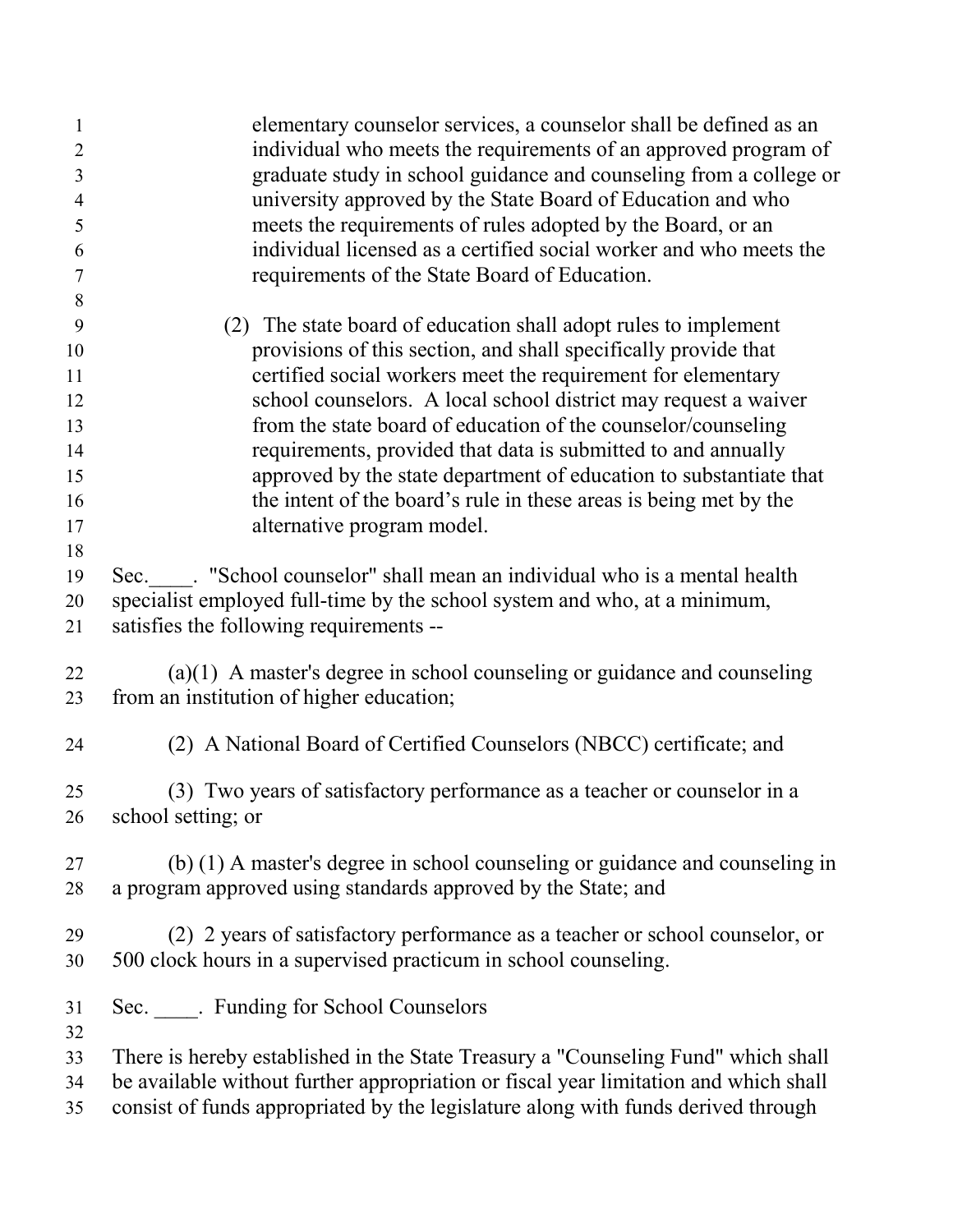elementary counselor services, a counselor shall be defined as an individual who meets the requirements of an approved program of graduate study in school guidance and counseling from a college or university approved by the State Board of Education and who meets the requirements of rules adopted by the Board, or an individual licensed as a certified social worker and who meets the requirements of the State Board of Education.

(2) The state board of education shall adopt rules to implement provisions of this section, and shall specifically provide that certified social workers meet the requirement for elementary school counselors. A local school district may request a waiver from the state board of education of the counselor/counseling requirements, provided that data is submitted to and annually approved by the state department of education to substantiate that the intent of the board's rule in these areas is being met by the alternative program model.

Sec.____. "School counselor" shall mean an individual who is a mental health specialist employed full-time by the school system and who, at a minimum, satisfies the following requirements --

(a)(1) A master's degree in school counseling or guidance and counseling from an institution of higher education;

(2) A National Board of Certified Counselors (NBCC) certificate; and

(3) Two years of satisfactory performance as a teacher or counselor in a school setting; or

(b) (1) A master's degree in school counseling or guidance and counseling in a program approved using standards approved by the State; and

(2) 2 years of satisfactory performance as a teacher or school counselor, or 500 clock hours in a supervised practicum in school counseling.

Sec. ____. Funding for School Counselors

There is hereby established in the State Treasury a "Counseling Fund" which shall be available without further appropriation or fiscal year limitation and which shall consist of funds appropriated by the legislature along with funds derived through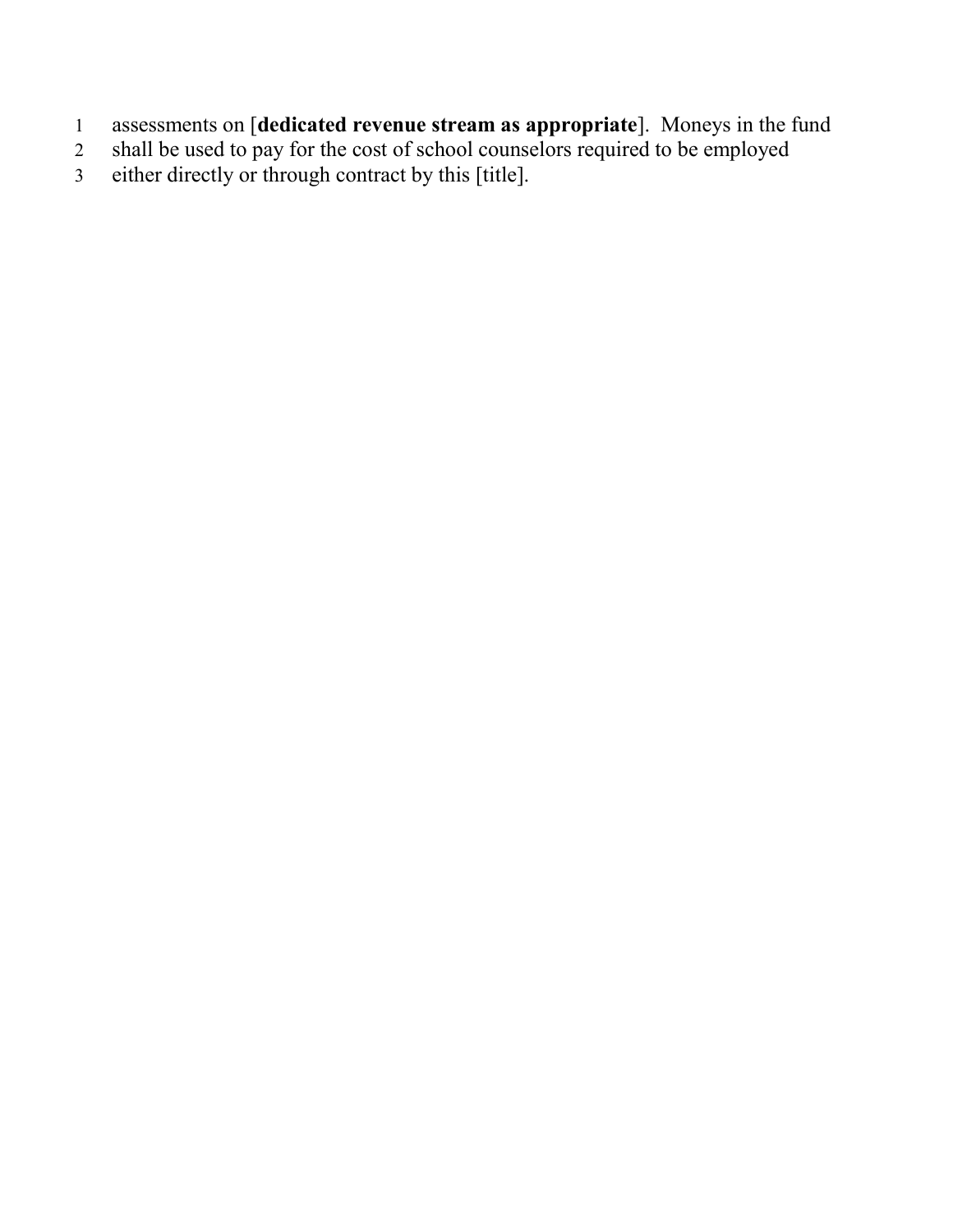assessments on [**dedicated revenue stream as appropriate**]. Moneys in the fund shall be used to pay for the cost of school counselors required to be employed either directly or through contract by this [title].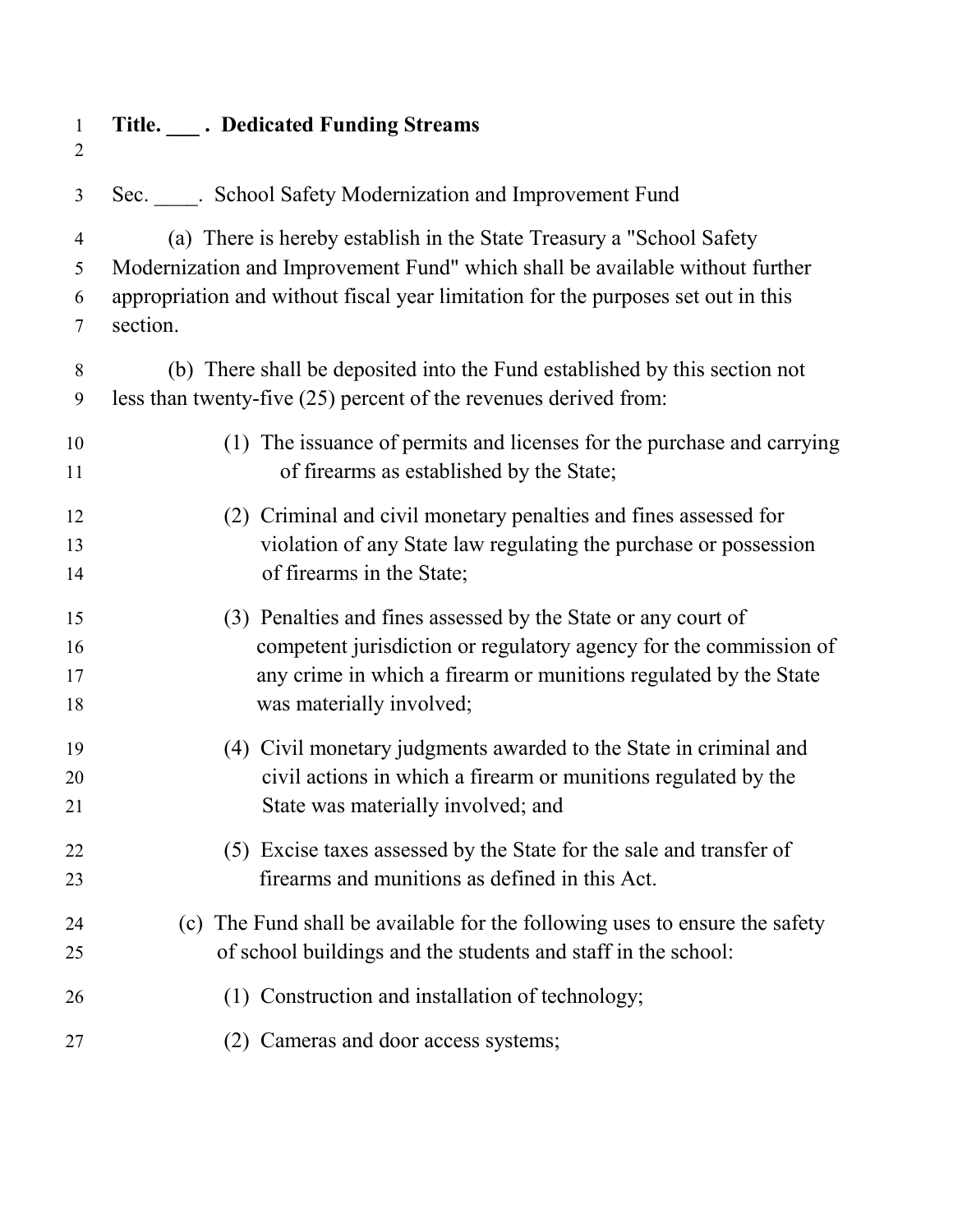**Title. ___ . Dedicated Funding Streams**

Sec. ____. School Safety Modernization and Improvement Fund

(a) There is hereby establish in the State Treasury a "School Safety Modernization and Improvement Fund" which shall be available without further appropriation and without fiscal year limitation for the purposes set out in this section.

(b) There shall be deposited into the Fund established by this section not less than twenty-five (25) percent of the revenues derived from:

(1) The issuance of permits and licenses for the purchase and carrying of firearms as established by the State;

(2) Criminal and civil monetary penalties and fines assessed for violation of any State law regulating the purchase or possession of firearms in the State;

(3) Penalties and fines assessed by the State or any court of competent jurisdiction or regulatory agency for the commission of any crime in which a firearm or munitions regulated by the State was materially involved;

(4) Civil monetary judgments awarded to the State in criminal and civil actions in which a firearm or munitions regulated by the State was materially involved; and

(5) Excise taxes assessed by the State for the sale and transfer of firearms and munitions as defined in this Act.

(c) The Fund shall be available for the following uses to ensure the safety of school buildings and the students and staff in the school:

(1) Construction and installation of technology;

(2) Cameras and door access systems;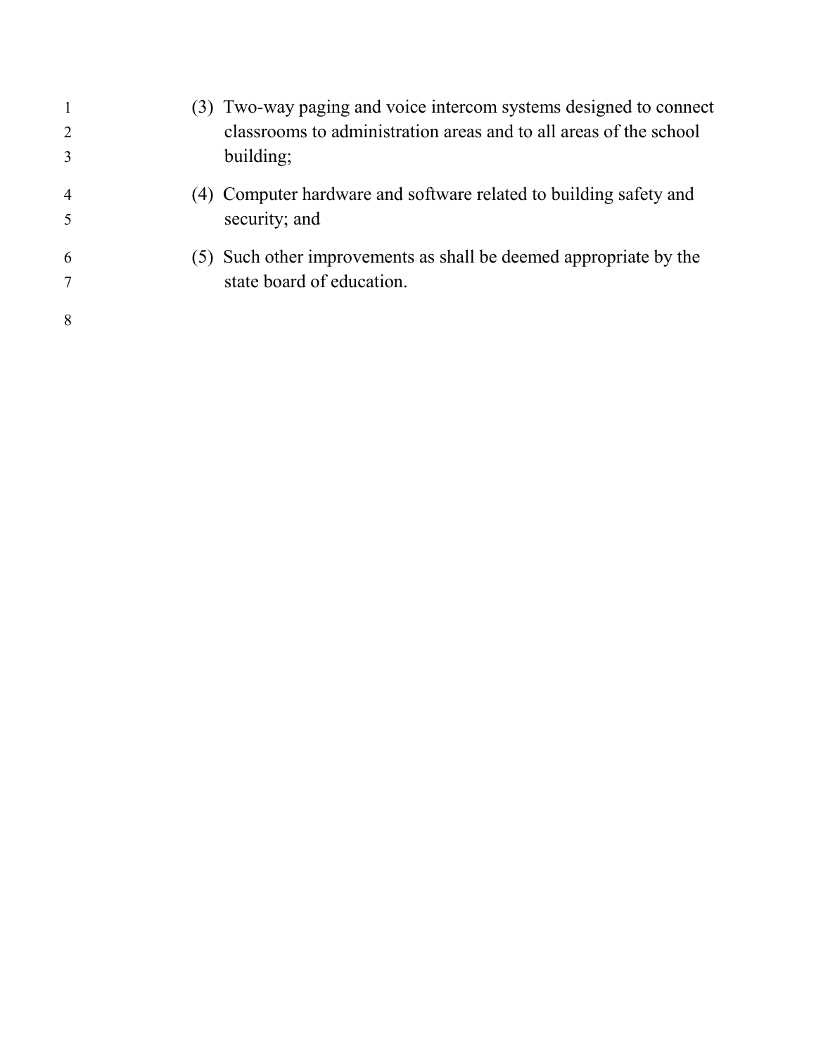(3) Two-way paging and voice intercom systems designed to connect classrooms to administration areas and to all areas of the school building;

(4) Computer hardware and software related to building safety and security; and

(5) Such other improvements as shall be deemed appropriate by the state board of education.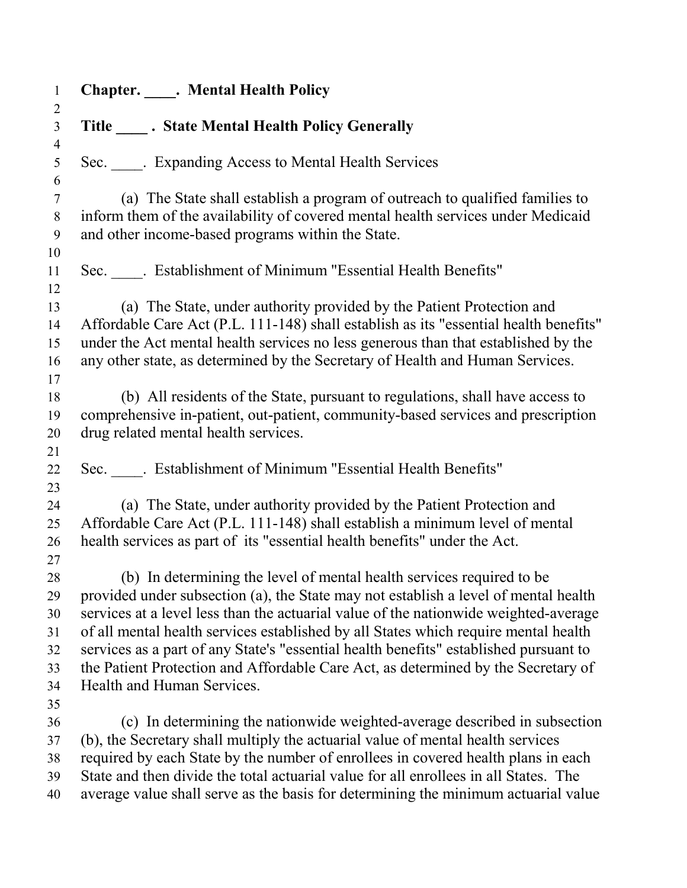**Chapter. \_\_\_\_. Mental Health Policy**

**Title \_\_\_\_ . State Mental Health Policy Generally**

Sec. \_\_\_\_. Expanding Access to Mental Health Services

(a) The State shall establish a program of outreach to qualified families to inform them of the availability of covered mental health services under Medicaid and other income-based programs within the State.

Sec. \_\_\_\_. Establishment of Minimum "Essential Health Benefits"

(a) The State, under authority provided by the Patient Protection and Affordable Care Act (P.L. 111-148) shall establish as its "essential health benefits" under the Act mental health services no less generous than that established by the any other state, as determined by the Secretary of Health and Human Services.

(b) All residents of the State, pursuant to regulations, shall have access to comprehensive in-patient, out-patient, community-based services and prescription drug related mental health services.

Sec. \_\_\_\_. Establishment of Minimum "Essential Health Benefits"

(a) The State, under authority provided by the Patient Protection and Affordable Care Act (P.L. 111-148) shall establish a minimum level of mental health services as part of its "essential health benefits" under the Act.

(b) In determining the level of mental health services required to be provided under subsection (a), the State may not establish a level of mental health services at a level less than the actuarial value of the nationwide weighted-average of all mental health services established by all States which require mental health services as a part of any State's "essential health benefits" established pursuant to the Patient Protection and Affordable Care Act, as determined by the Secretary of Health and Human Services.

(c) In determining the nationwide weighted-average described in subsection (b), the Secretary shall multiply the actuarial value of mental health services required by each State by the number of enrollees in covered health plans in each State and then divide the total actuarial value for all enrollees in all States. The average value shall serve as the basis for determining the minimum actuarial value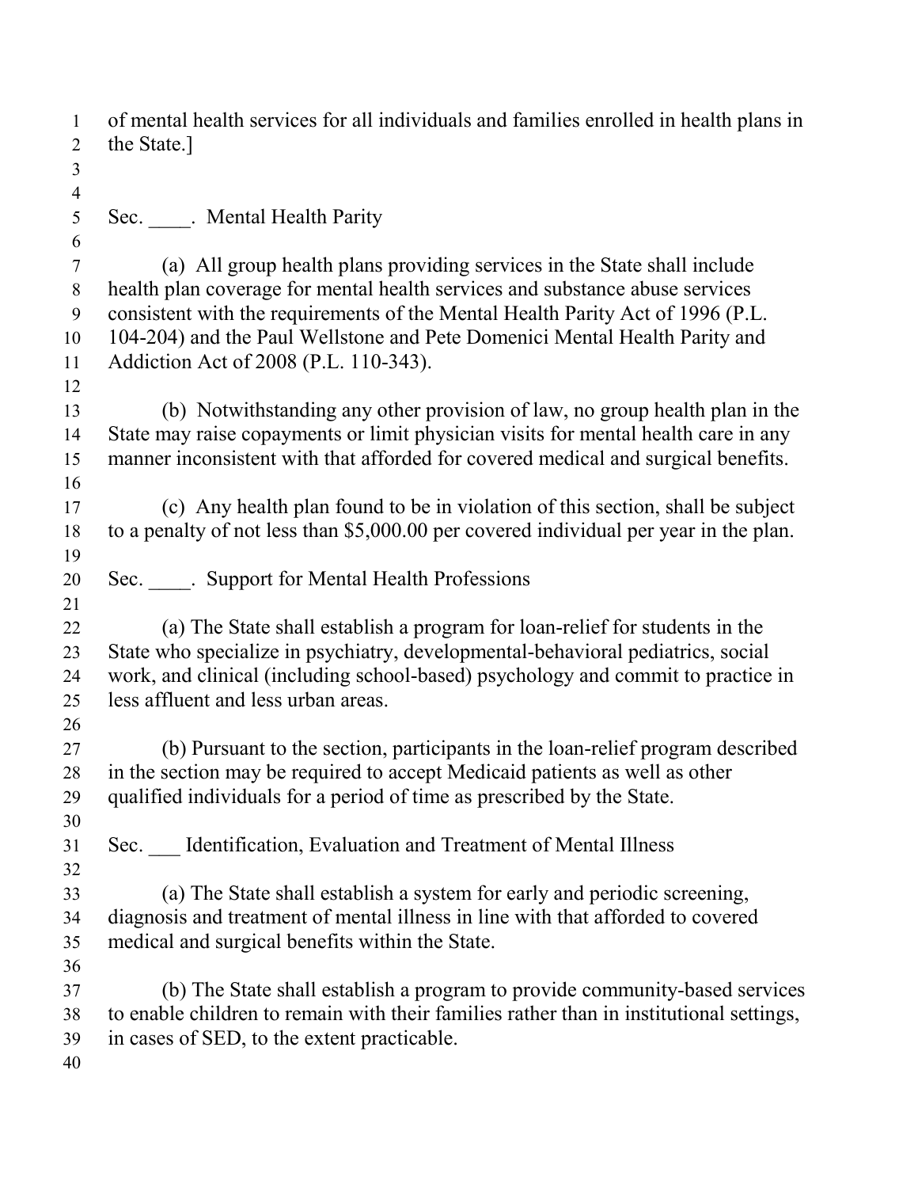of mental health services for all individuals and families enrolled in health plans in the State.]

Sec. ____. Mental Health Parity

(a) All group health plans providing services in the State shall include health plan coverage for mental health services and substance abuse services consistent with the requirements of the Mental Health Parity Act of 1996 (P.L. 104-204) and the Paul Wellstone and Pete Domenici Mental Health Parity and Addiction Act of 2008 (P.L. 110-343).

(b) Notwithstanding any other provision of law, no group health plan in the State may raise copayments or limit physician visits for mental health care in any manner inconsistent with that afforded for covered medical and surgical benefits.

(c) Any health plan found to be in violation of this section, shall be subject to a penalty of not less than $5,000.00 per covered individual per year in the plan.

Sec. ____. Support for Mental Health Professions

(a) The State shall establish a program for loan-relief for students in the State who specialize in psychiatry, developmental-behavioral pediatrics, social work, and clinical (including school-based) psychology and commit to practice in less affluent and less urban areas.

(b) Pursuant to the section, participants in the loan-relief program described in the section may be required to accept Medicaid patients as well as other qualified individuals for a period of time as prescribed by the State.

Sec. ___ Identification, Evaluation and Treatment of Mental Illness

(a) The State shall establish a system for early and periodic screening, diagnosis and treatment of mental illness in line with that afforded to covered medical and surgical benefits within the State.

(b) The State shall establish a program to provide community-based services to enable children to remain with their families rather than in institutional settings, in cases of SED, to the extent practicable.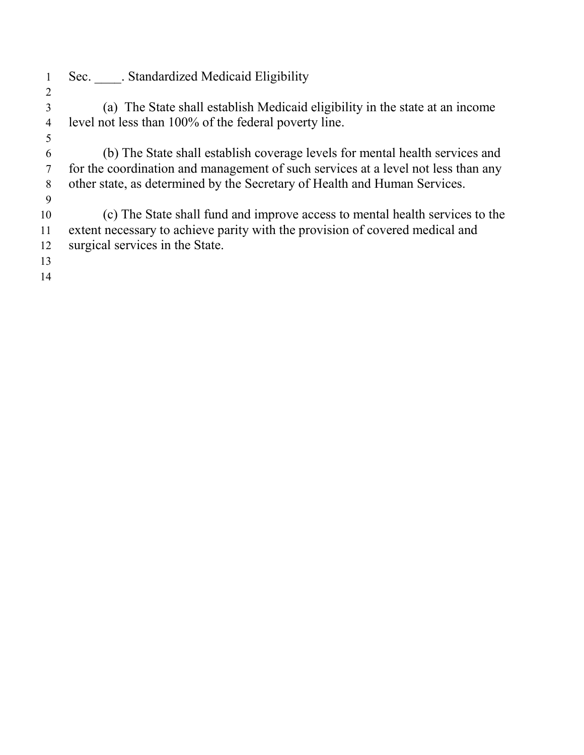Sec. ____. Standardized Medicaid Eligibility

(a) The State shall establish Medicaid eligibility in the state at an income level not less than 100% of the federal poverty line.

(b) The State shall establish coverage levels for mental health services and for the coordination and management of such services at a level not less than any other state, as determined by the Secretary of Health and Human Services.

(c) The State shall fund and improve access to mental health services to the extent necessary to achieve parity with the provision of covered medical and surgical services in the State.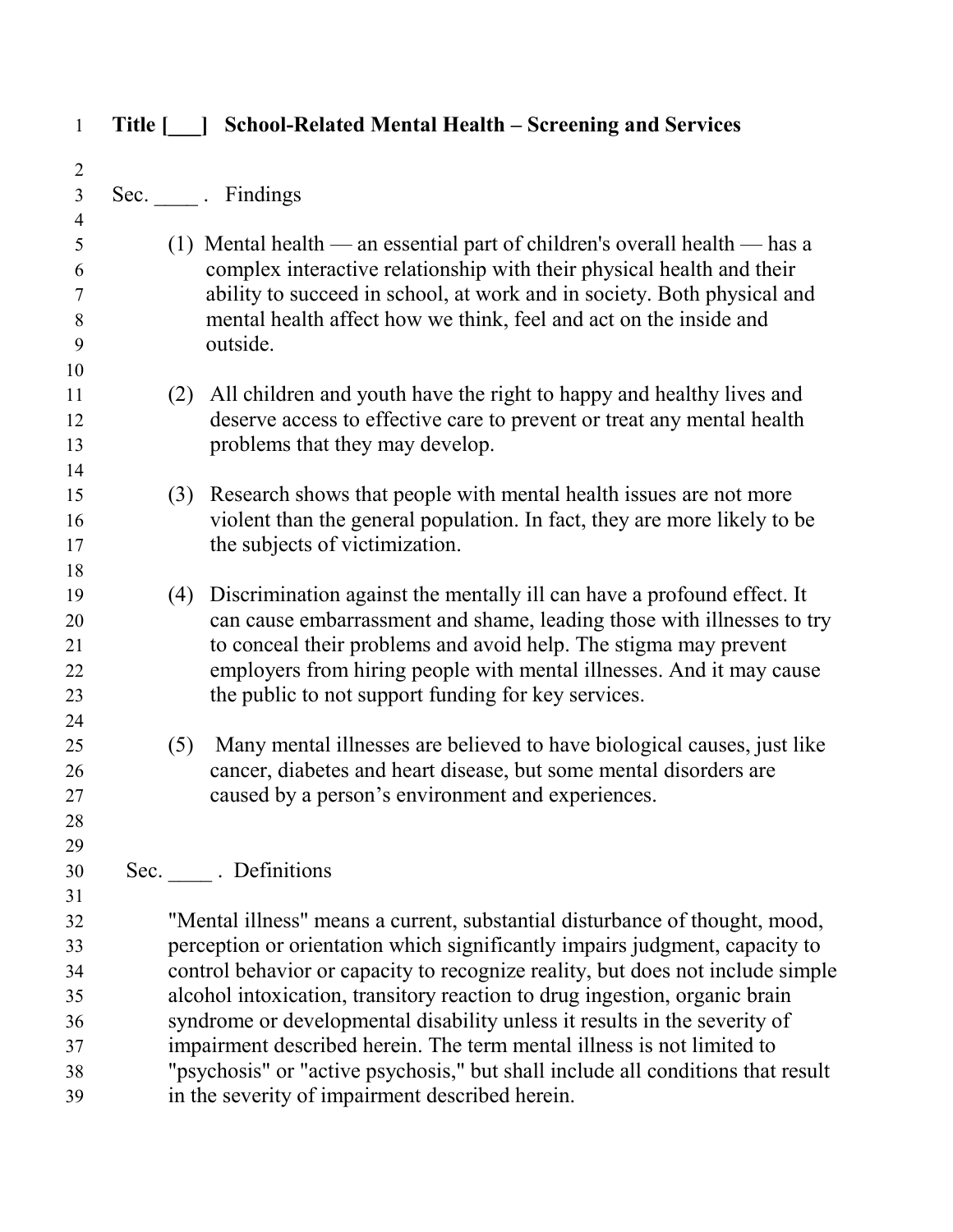# Title [___] School-Related Mental Health – Screening and Services

## Sec. ____ . Findings

(1) Mental health — an essential part of children's overall health — has a complex interactive relationship with their physical health and their ability to succeed in school, at work and in society. Both physical and mental health affect how we think, feel and act on the inside and outside.

(2) All children and youth have the right to happy and healthy lives and deserve access to effective care to prevent or treat any mental health problems that they may develop.

(3) Research shows that people with mental health issues are not more violent than the general population. In fact, they are more likely to be the subjects of victimization.

(4) Discrimination against the mentally ill can have a profound effect. It can cause embarrassment and shame, leading those with illnesses to try to conceal their problems and avoid help. The stigma may prevent employers from hiring people with mental illnesses. And it may cause the public to not support funding for key services.

(5) Many mental illnesses are believed to have biological causes, just like cancer, diabetes and heart disease, but some mental disorders are caused by a person's environment and experiences.

## Sec. ____ . Definitions

"Mental illness" means a current, substantial disturbance of thought, mood, perception or orientation which significantly impairs judgment, capacity to control behavior or capacity to recognize reality, but does not include simple alcohol intoxication, transitory reaction to drug ingestion, organic brain syndrome or developmental disability unless it results in the severity of impairment described herein. The term mental illness is not limited to "psychosis" or "active psychosis," but shall include all conditions that result in the severity of impairment described herein.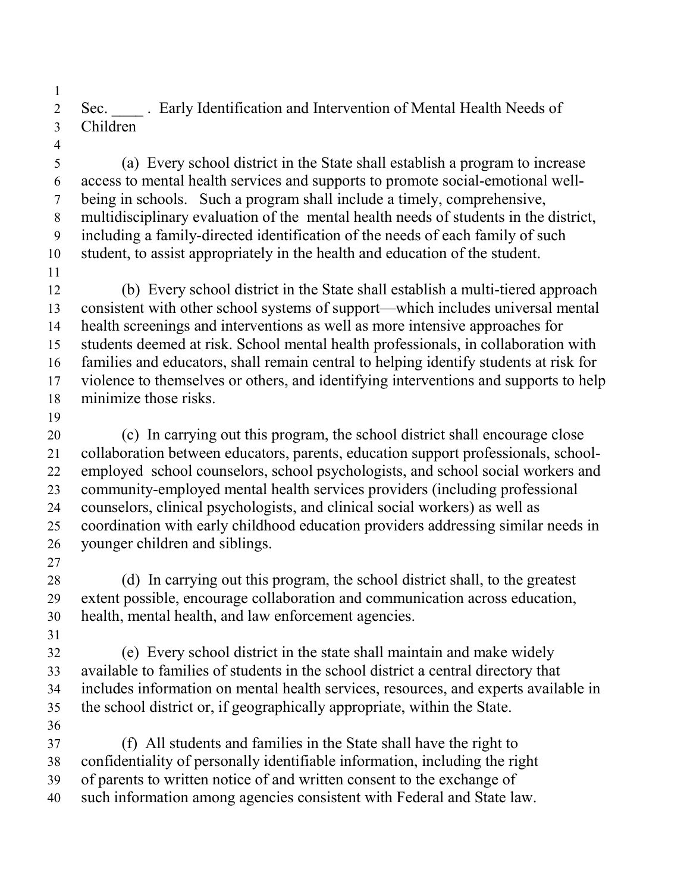Sec. ____ . Early Identification and Intervention of Mental Health Needs of Children

(a) Every school district in the State shall establish a program to increase access to mental health services and supports to promote social-emotional well-being in schools. Such a program shall include a timely, comprehensive, multidisciplinary evaluation of the mental health needs of students in the district, including a family-directed identification of the needs of each family of such student, to assist appropriately in the health and education of the student.

(b) Every school district in the State shall establish a multi-tiered approach consistent with other school systems of support—which includes universal mental health screenings and interventions as well as more intensive approaches for students deemed at risk. School mental health professionals, in collaboration with families and educators, shall remain central to helping identify students at risk for violence to themselves or others, and identifying interventions and supports to help minimize those risks.

(c) In carrying out this program, the school district shall encourage close collaboration between educators, parents, education support professionals, school-employed school counselors, school psychologists, and school social workers and community-employed mental health services providers (including professional counselors, clinical psychologists, and clinical social workers) as well as coordination with early childhood education providers addressing similar needs in younger children and siblings.

(d) In carrying out this program, the school district shall, to the greatest extent possible, encourage collaboration and communication across education, health, mental health, and law enforcement agencies.

(e) Every school district in the state shall maintain and make widely available to families of students in the school district a central directory that includes information on mental health services, resources, and experts available in the school district or, if geographically appropriate, within the State.

(f) All students and families in the State shall have the right to confidentiality of personally identifiable information, including the right of parents to written notice of and written consent to the exchange of such information among agencies consistent with Federal and State law.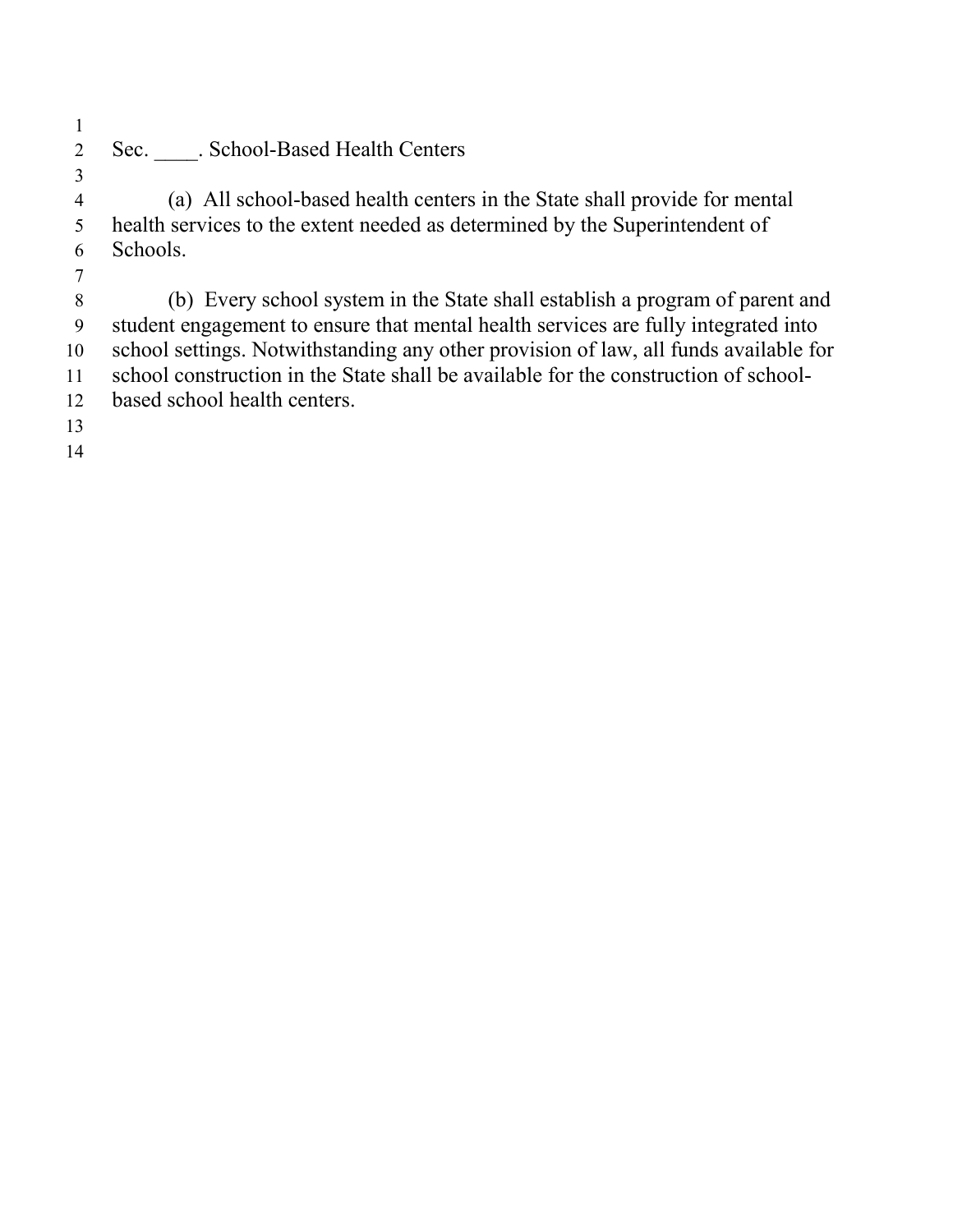Sec. ____. School-Based Health Centers

(a) All school-based health centers in the State shall provide for mental health services to the extent needed as determined by the Superintendent of Schools.

(b) Every school system in the State shall establish a program of parent and student engagement to ensure that mental health services are fully integrated into school settings. Notwithstanding any other provision of law, all funds available for school construction in the State shall be available for the construction of school-based school health centers.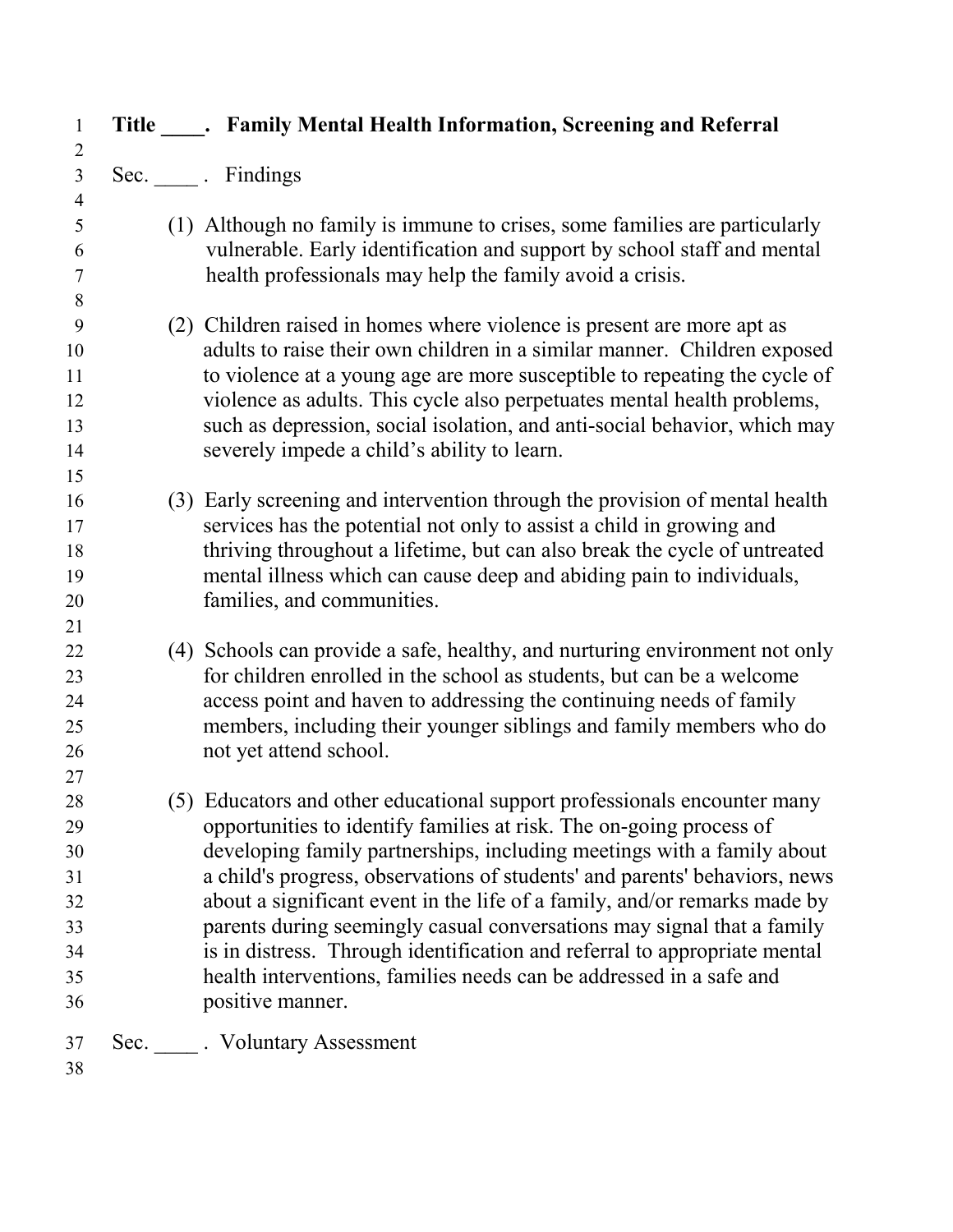# Title ____. Family Mental Health Information, Screening and Referral

Sec. ____ . Findings

(1) Although no family is immune to crises, some families are particularly vulnerable. Early identification and support by school staff and mental health professionals may help the family avoid a crisis.

(2) Children raised in homes where violence is present are more apt as adults to raise their own children in a similar manner. Children exposed to violence at a young age are more susceptible to repeating the cycle of violence as adults. This cycle also perpetuates mental health problems, such as depression, social isolation, and anti-social behavior, which may severely impede a child's ability to learn.

(3) Early screening and intervention through the provision of mental health services has the potential not only to assist a child in growing and thriving throughout a lifetime, but can also break the cycle of untreated mental illness which can cause deep and abiding pain to individuals, families, and communities.

(4) Schools can provide a safe, healthy, and nurturing environment not only for children enrolled in the school as students, but can be a welcome access point and haven to addressing the continuing needs of family members, including their younger siblings and family members who do not yet attend school.

(5) Educators and other educational support professionals encounter many opportunities to identify families at risk. The on-going process of developing family partnerships, including meetings with a family about a child's progress, observations of students' and parents' behaviors, news about a significant event in the life of a family, and/or remarks made by parents during seemingly casual conversations may signal that a family is in distress. Through identification and referral to appropriate mental health interventions, families needs can be addressed in a safe and positive manner.

Sec. ____ . Voluntary Assessment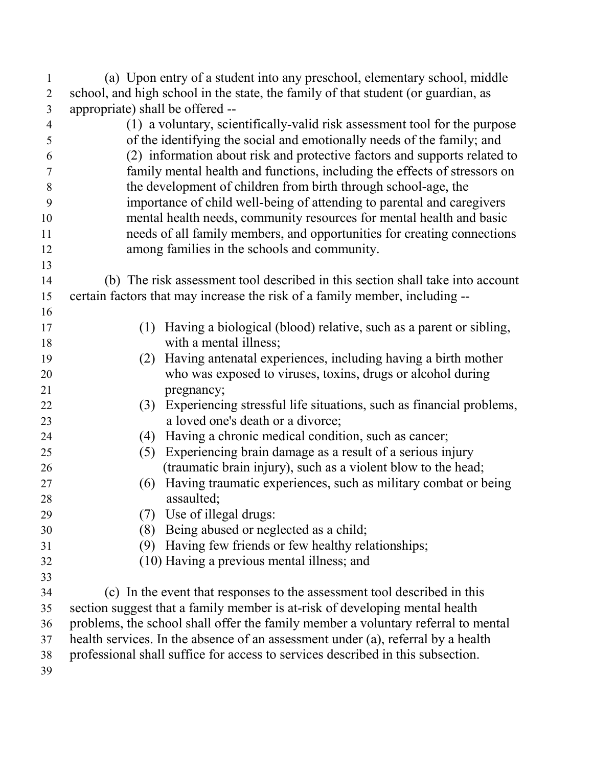(a) Upon entry of a student into any preschool, elementary school, middle school, and high school in the state, the family of that student (or guardian, as appropriate) shall be offered --

(1) a voluntary, scientifically-valid risk assessment tool for the purpose of the identifying the social and emotionally needs of the family; and

(2) information about risk and protective factors and supports related to family mental health and functions, including the effects of stressors on the development of children from birth through school-age, the importance of child well-being of attending to parental and caregivers mental health needs, community resources for mental health and basic needs of all family members, and opportunities for creating connections among families in the schools and community.

(b) The risk assessment tool described in this section shall take into account certain factors that may increase the risk of a family member, including --

(1) Having a biological (blood) relative, such as a parent or sibling, with a mental illness;
(2) Having antenatal experiences, including having a birth mother who was exposed to viruses, toxins, drugs or alcohol during pregnancy;
(3) Experiencing stressful life situations, such as financial problems, a loved one's death or a divorce;
(4) Having a chronic medical condition, such as cancer;
(5) Experiencing brain damage as a result of a serious injury (traumatic brain injury), such as a violent blow to the head;
(6) Having traumatic experiences, such as military combat or being assaulted;
(7) Use of illegal drugs:
(8) Being abused or neglected as a child;
(9) Having few friends or few healthy relationships;
(10) Having a previous mental illness; and

(c) In the event that responses to the assessment tool described in this section suggest that a family member is at-risk of developing mental health problems, the school shall offer the family member a voluntary referral to mental health services. In the absence of an assessment under (a), referral by a health professional shall suffice for access to services described in this subsection.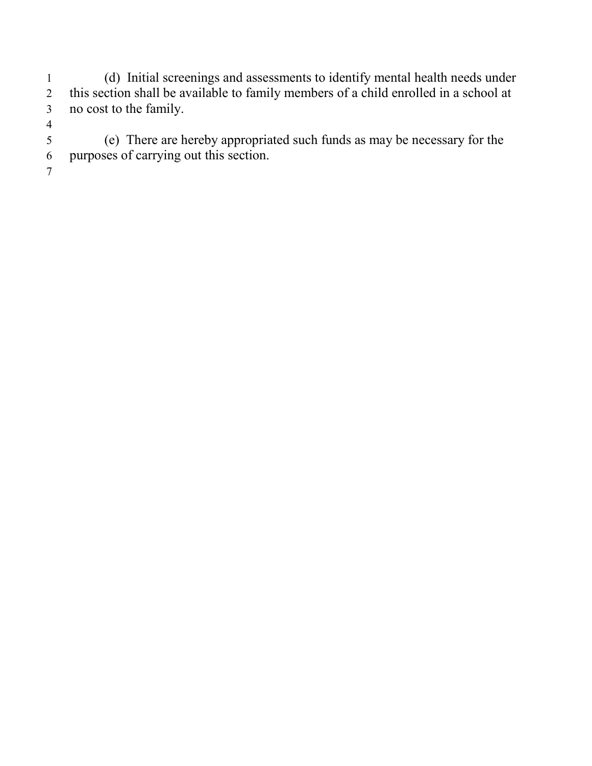(d) Initial screenings and assessments to identify mental health needs under this section shall be available to family members of a child enrolled in a school at no cost to the family.

(e) There are hereby appropriated such funds as may be necessary for the purposes of carrying out this section.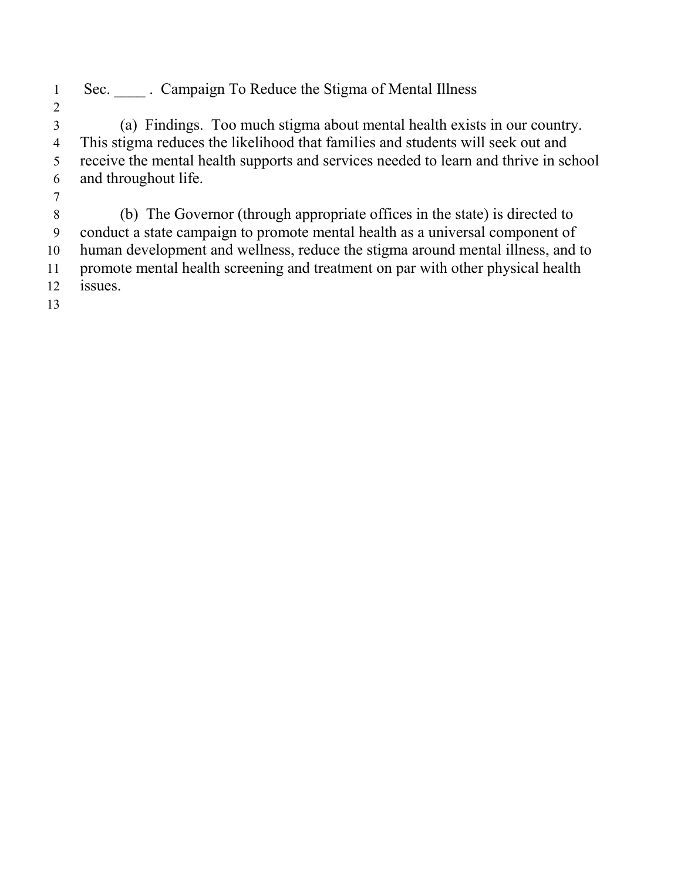Sec. ____ . Campaign To Reduce the Stigma of Mental Illness

(a) Findings. Too much stigma about mental health exists in our country. This stigma reduces the likelihood that families and students will seek out and receive the mental health supports and services needed to learn and thrive in school and throughout life.

(b) The Governor (through appropriate offices in the state) is directed to conduct a state campaign to promote mental health as a universal component of human development and wellness, reduce the stigma around mental illness, and to promote mental health screening and treatment on par with other physical health issues.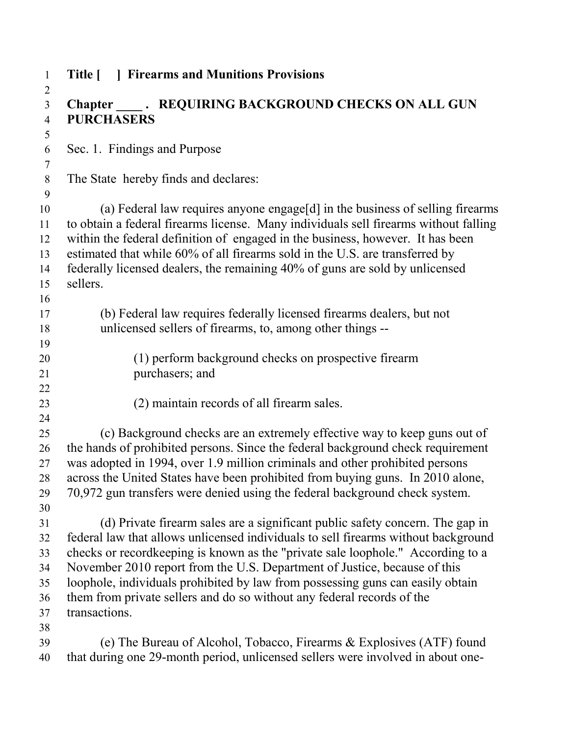**Title [ ] Firearms and Munitions Provisions**

**Chapter ____ . REQUIRING BACKGROUND CHECKS ON ALL GUN PURCHASERS**

Sec. 1. Findings and Purpose

The State hereby finds and declares:

(a) Federal law requires anyone engage[d] in the business of selling firearms to obtain a federal firearms license. Many individuals sell firearms without falling within the federal definition of engaged in the business, however. It has been estimated that while 60% of all firearms sold in the U.S. are transferred by federally licensed dealers, the remaining 40% of guns are sold by unlicensed sellers.

(b) Federal law requires federally licensed firearms dealers, but not unlicensed sellers of firearms, to, among other things --

(1) perform background checks on prospective firearm purchasers; and

(2) maintain records of all firearm sales.

(c) Background checks are an extremely effective way to keep guns out of the hands of prohibited persons. Since the federal background check requirement was adopted in 1994, over 1.9 million criminals and other prohibited persons across the United States have been prohibited from buying guns. In 2010 alone, 70,972 gun transfers were denied using the federal background check system.

(d) Private firearm sales are a significant public safety concern. The gap in federal law that allows unlicensed individuals to sell firearms without background checks or recordkeeping is known as the "private sale loophole." According to a November 2010 report from the U.S. Department of Justice, because of this loophole, individuals prohibited by law from possessing guns can easily obtain them from private sellers and do so without any federal records of the transactions.

(e) The Bureau of Alcohol, Tobacco, Firearms & Explosives (ATF) found that during one 29-month period, unlicensed sellers were involved in about one-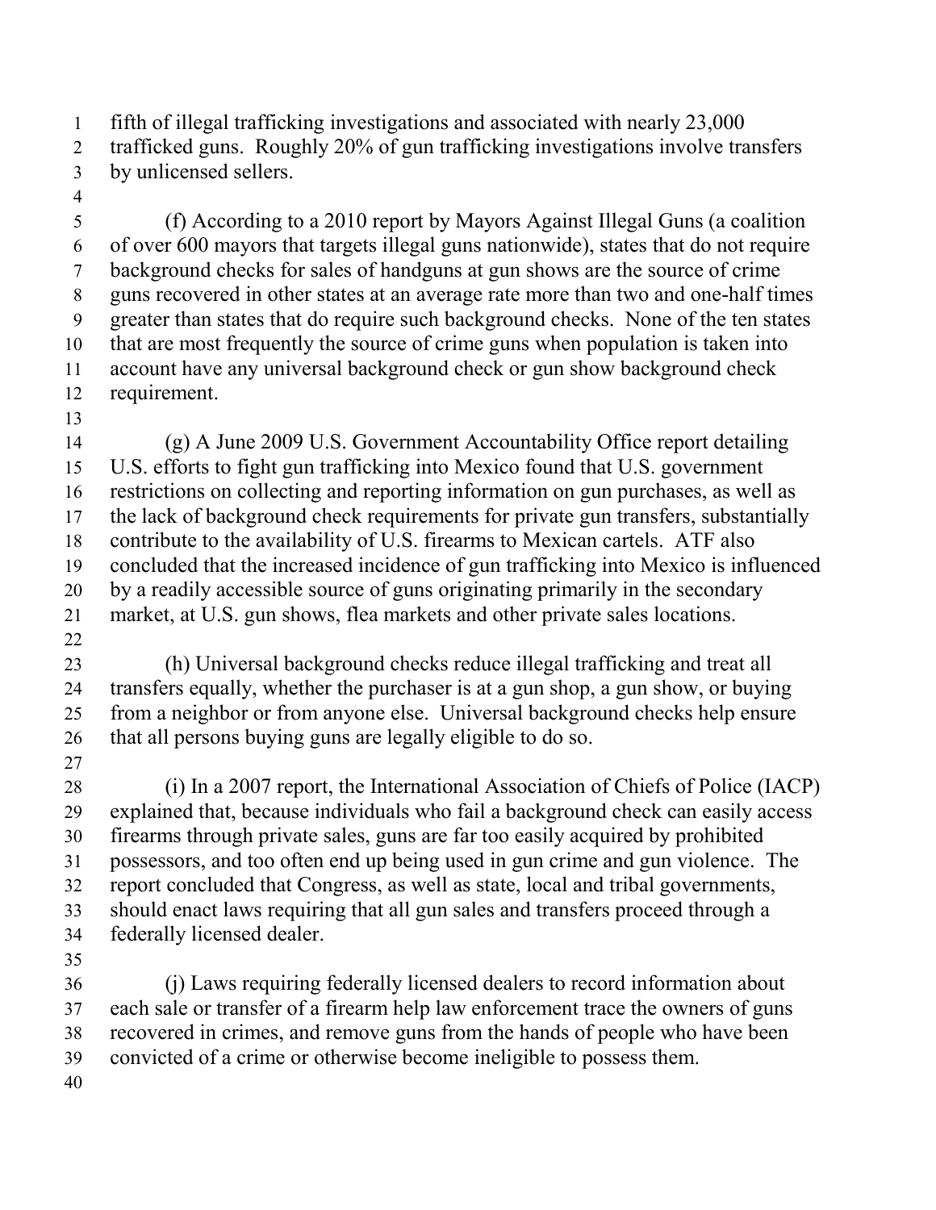fifth of illegal trafficking investigations and associated with nearly 23,000 trafficked guns. Roughly 20% of gun trafficking investigations involve transfers by unlicensed sellers.

(f) According to a 2010 report by Mayors Against Illegal Guns (a coalition of over 600 mayors that targets illegal guns nationwide), states that do not require background checks for sales of handguns at gun shows are the source of crime guns recovered in other states at an average rate more than two and one-half times greater than states that do require such background checks. None of the ten states that are most frequently the source of crime guns when population is taken into account have any universal background check or gun show background check requirement.

(g) A June 2009 U.S. Government Accountability Office report detailing U.S. efforts to fight gun trafficking into Mexico found that U.S. government restrictions on collecting and reporting information on gun purchases, as well as the lack of background check requirements for private gun transfers, substantially contribute to the availability of U.S. firearms to Mexican cartels. ATF also concluded that the increased incidence of gun trafficking into Mexico is influenced by a readily accessible source of guns originating primarily in the secondary market, at U.S. gun shows, flea markets and other private sales locations.

(h) Universal background checks reduce illegal trafficking and treat all transfers equally, whether the purchaser is at a gun shop, a gun show, or buying from a neighbor or from anyone else. Universal background checks help ensure that all persons buying guns are legally eligible to do so.

(i) In a 2007 report, the International Association of Chiefs of Police (IACP) explained that, because individuals who fail a background check can easily access firearms through private sales, guns are far too easily acquired by prohibited possessors, and too often end up being used in gun crime and gun violence. The report concluded that Congress, as well as state, local and tribal governments, should enact laws requiring that all gun sales and transfers proceed through a federally licensed dealer.

(j) Laws requiring federally licensed dealers to record information about each sale or transfer of a firearm help law enforcement trace the owners of guns recovered in crimes, and remove guns from the hands of people who have been convicted of a crime or otherwise become ineligible to possess them.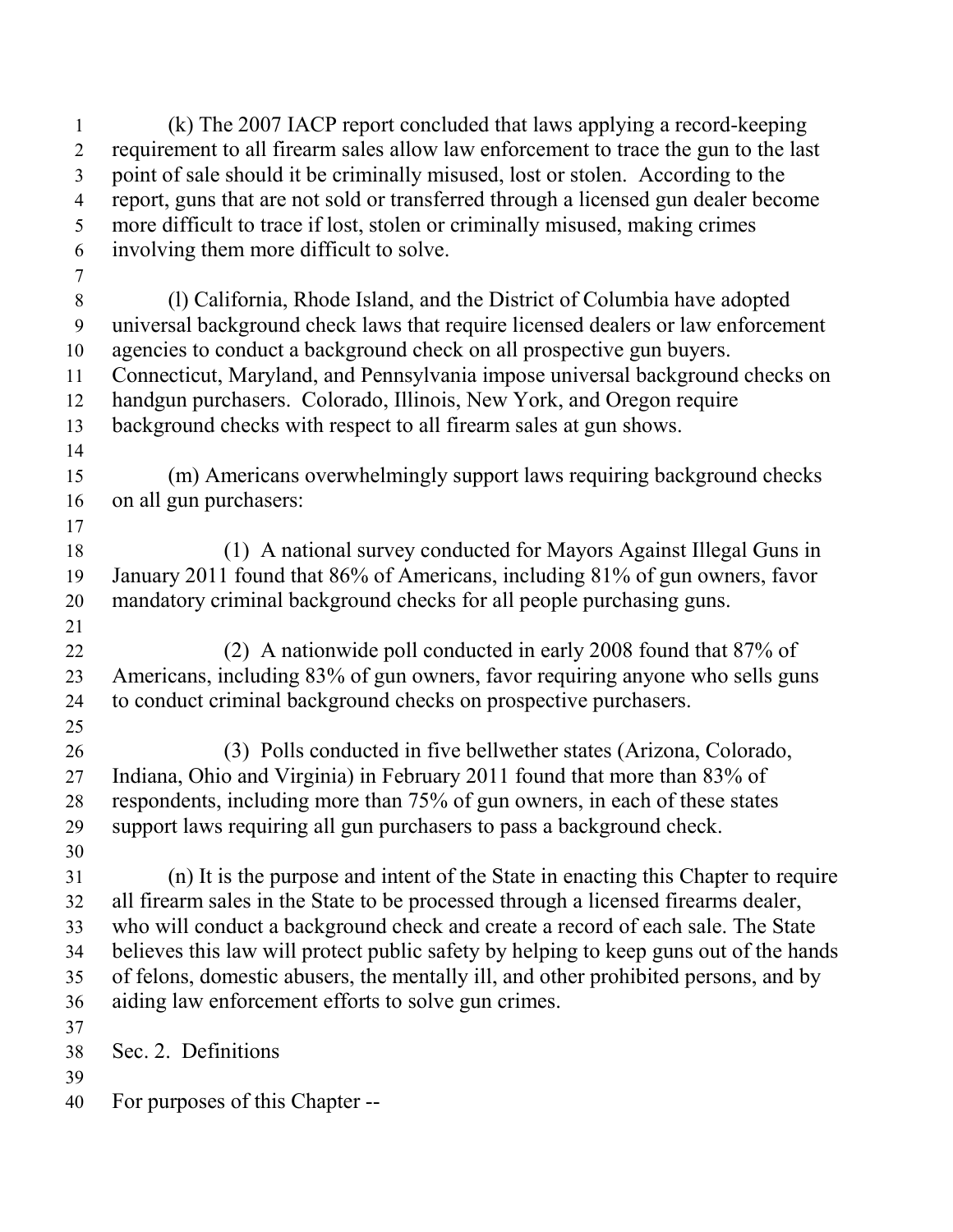(k) The 2007 IACP report concluded that laws applying a record-keeping requirement to all firearm sales allow law enforcement to trace the gun to the last point of sale should it be criminally misused, lost or stolen. According to the report, guns that are not sold or transferred through a licensed gun dealer become more difficult to trace if lost, stolen or criminally misused, making crimes involving them more difficult to solve.

(l) California, Rhode Island, and the District of Columbia have adopted universal background check laws that require licensed dealers or law enforcement agencies to conduct a background check on all prospective gun buyers. Connecticut, Maryland, and Pennsylvania impose universal background checks on handgun purchasers. Colorado, Illinois, New York, and Oregon require background checks with respect to all firearm sales at gun shows.

(m) Americans overwhelmingly support laws requiring background checks on all gun purchasers:

(1) A national survey conducted for Mayors Against Illegal Guns in January 2011 found that 86% of Americans, including 81% of gun owners, favor mandatory criminal background checks for all people purchasing guns.

(2) A nationwide poll conducted in early 2008 found that 87% of Americans, including 83% of gun owners, favor requiring anyone who sells guns to conduct criminal background checks on prospective purchasers.

(3) Polls conducted in five bellwether states (Arizona, Colorado, Indiana, Ohio and Virginia) in February 2011 found that more than 83% of respondents, including more than 75% of gun owners, in each of these states support laws requiring all gun purchasers to pass a background check.

(n) It is the purpose and intent of the State in enacting this Chapter to require all firearm sales in the State to be processed through a licensed firearms dealer, who will conduct a background check and create a record of each sale. The State believes this law will protect public safety by helping to keep guns out of the hands of felons, domestic abusers, the mentally ill, and other prohibited persons, and by aiding law enforcement efforts to solve gun crimes.

Sec. 2. Definitions

For purposes of this Chapter --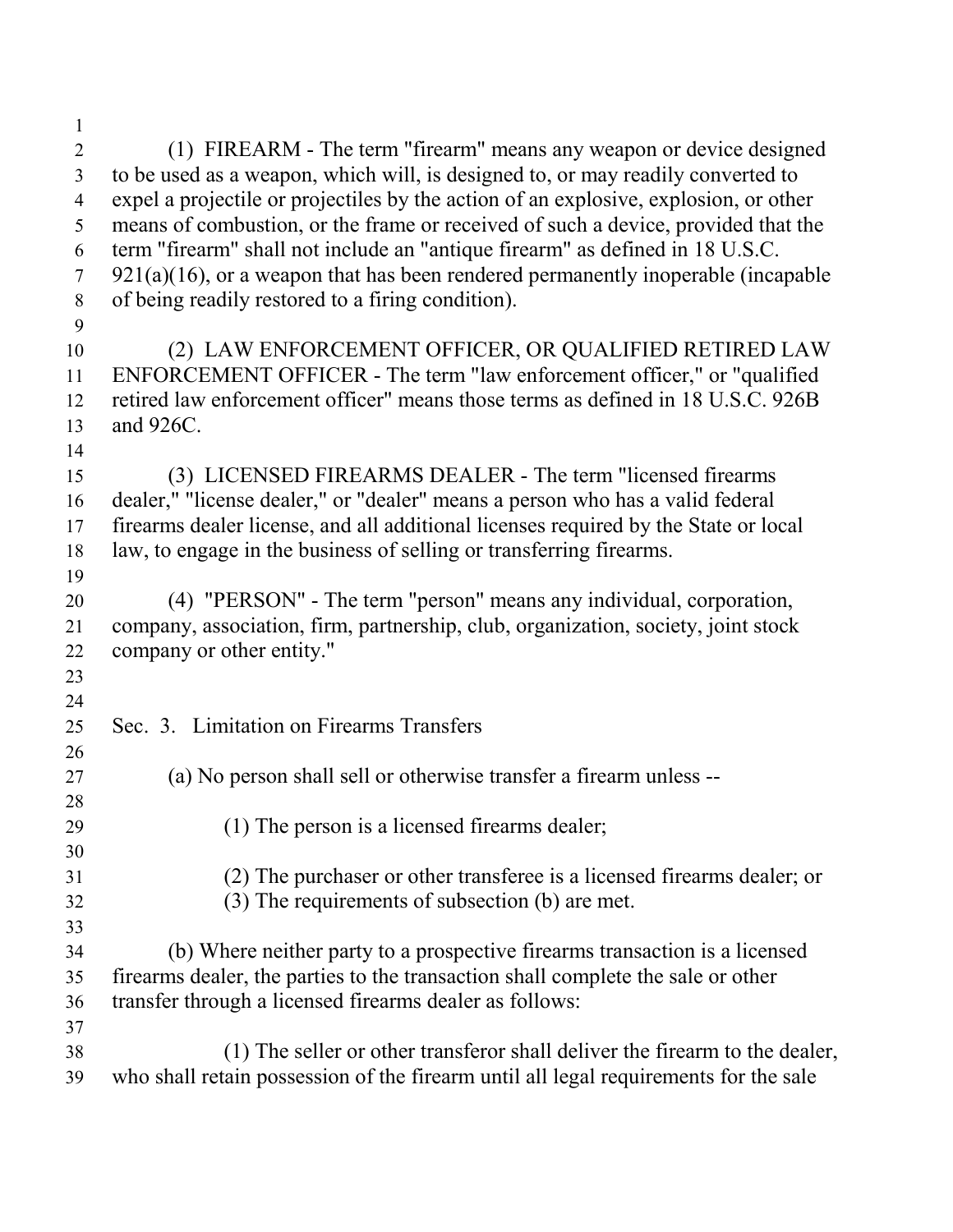(1) FIREARM - The term "firearm" means any weapon or device designed to be used as a weapon, which will, is designed to, or may readily converted to expel a projectile or projectiles by the action of an explosive, explosion, or other means of combustion, or the frame or received of such a device, provided that the term "firearm" shall not include an "antique firearm" as defined in 18 U.S.C. 921(a)(16), or a weapon that has been rendered permanently inoperable (incapable of being readily restored to a firing condition).

(2) LAW ENFORCEMENT OFFICER, OR QUALIFIED RETIRED LAW ENFORCEMENT OFFICER - The term "law enforcement officer," or "qualified retired law enforcement officer" means those terms as defined in 18 U.S.C. 926B and 926C.

(3) LICENSED FIREARMS DEALER - The term "licensed firearms dealer," "license dealer," or "dealer" means a person who has a valid federal firearms dealer license, and all additional licenses required by the State or local law, to engage in the business of selling or transferring firearms.

(4) "PERSON" - The term "person" means any individual, corporation, company, association, firm, partnership, club, organization, society, joint stock company or other entity."

Sec. 3. Limitation on Firearms Transfers

(a) No person shall sell or otherwise transfer a firearm unless --

(1) The person is a licensed firearms dealer;

(2) The purchaser or other transferee is a licensed firearms dealer; or

(3) The requirements of subsection (b) are met.

(b) Where neither party to a prospective firearms transaction is a licensed firearms dealer, the parties to the transaction shall complete the sale or other transfer through a licensed firearms dealer as follows:

(1) The seller or other transferor shall deliver the firearm to the dealer, who shall retain possession of the firearm until all legal requirements for the sale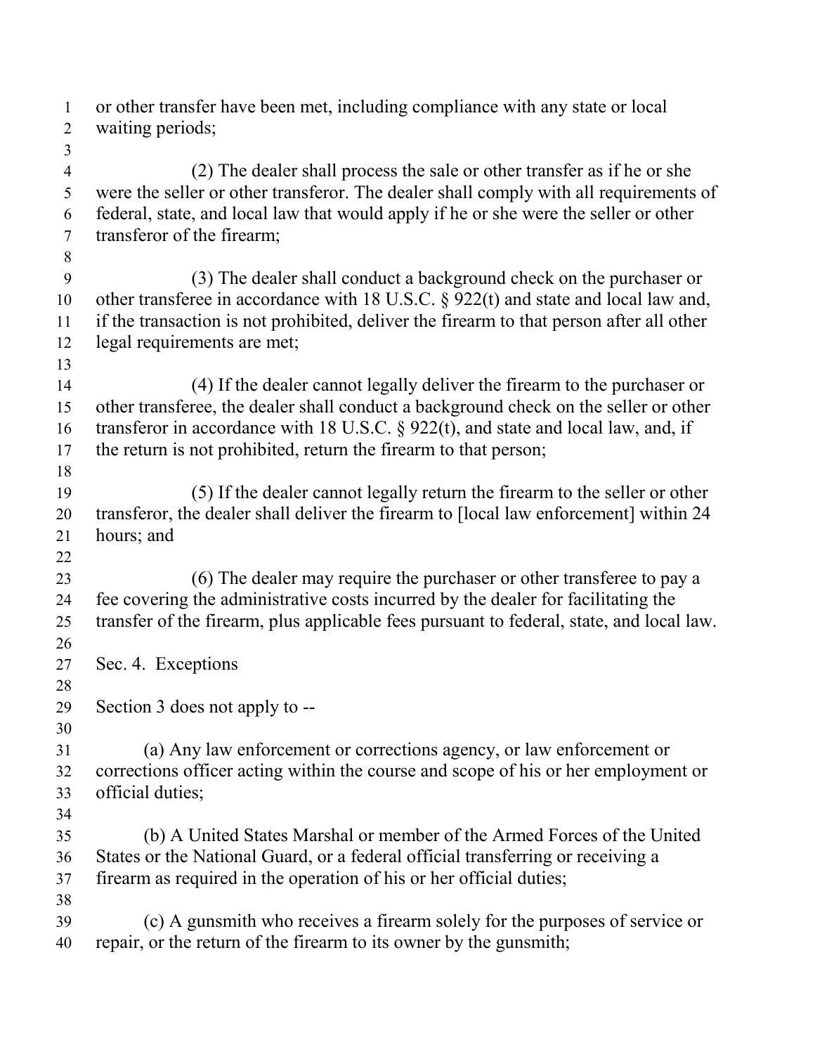or other transfer have been met, including compliance with any state or local waiting periods;

(2) The dealer shall process the sale or other transfer as if he or she were the seller or other transferor. The dealer shall comply with all requirements of federal, state, and local law that would apply if he or she were the seller or other transferor of the firearm;

(3) The dealer shall conduct a background check on the purchaser or other transferee in accordance with 18 U.S.C. § 922(t) and state and local law and, if the transaction is not prohibited, deliver the firearm to that person after all other legal requirements are met;

(4) If the dealer cannot legally deliver the firearm to the purchaser or other transferee, the dealer shall conduct a background check on the seller or other transferor in accordance with 18 U.S.C. § 922(t), and state and local law, and, if the return is not prohibited, return the firearm to that person;

(5) If the dealer cannot legally return the firearm to the seller or other transferor, the dealer shall deliver the firearm to [local law enforcement] within 24 hours; and

(6) The dealer may require the purchaser or other transferee to pay a fee covering the administrative costs incurred by the dealer for facilitating the transfer of the firearm, plus applicable fees pursuant to federal, state, and local law.

Sec. 4. Exceptions

Section 3 does not apply to --

(a) Any law enforcement or corrections agency, or law enforcement or corrections officer acting within the course and scope of his or her employment or official duties;

(b) A United States Marshal or member of the Armed Forces of the United States or the National Guard, or a federal official transferring or receiving a firearm as required in the operation of his or her official duties;

(c) A gunsmith who receives a firearm solely for the purposes of service or repair, or the return of the firearm to its owner by the gunsmith;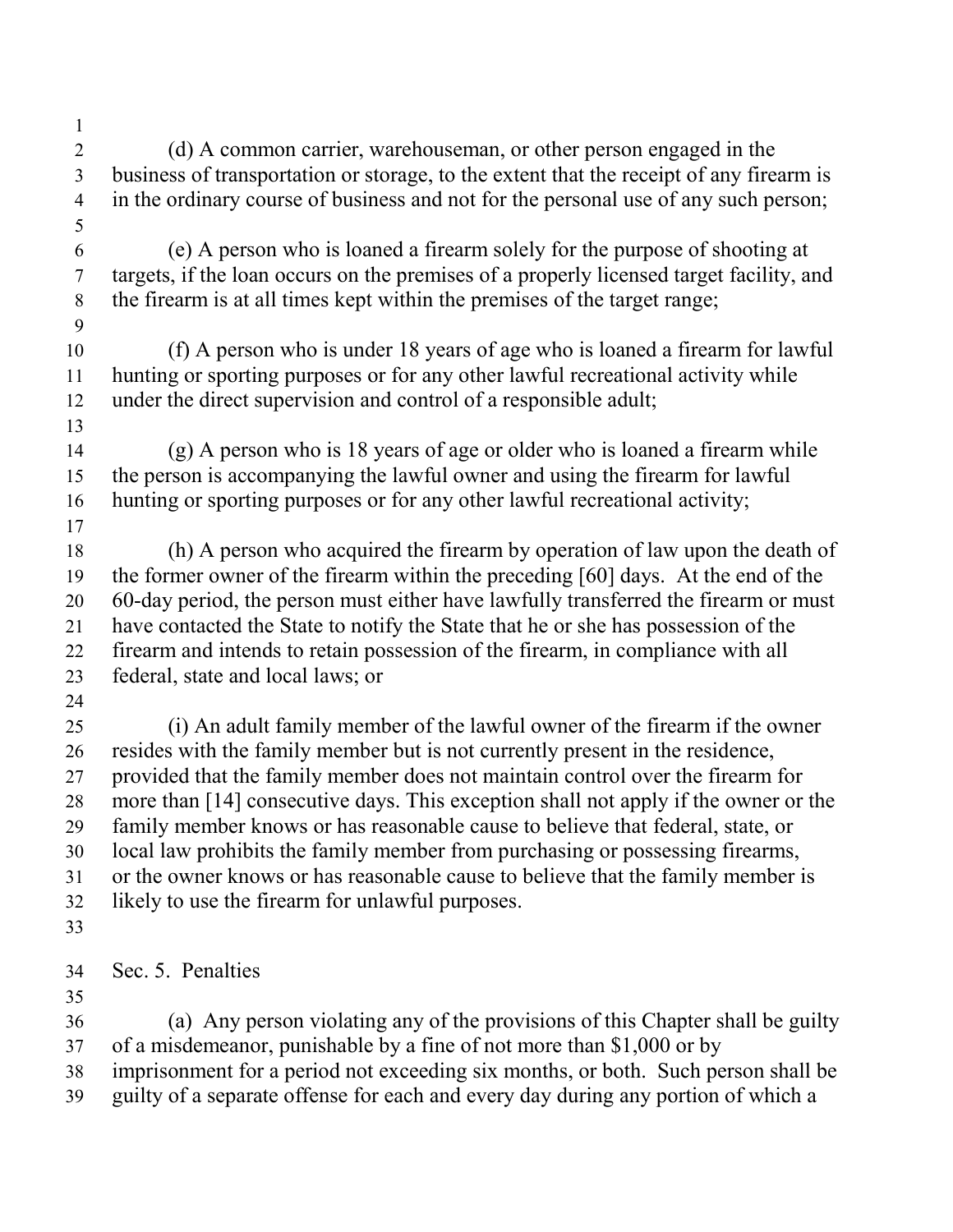(d) A common carrier, warehouseman, or other person engaged in the business of transportation or storage, to the extent that the receipt of any firearm is in the ordinary course of business and not for the personal use of any such person;

(e) A person who is loaned a firearm solely for the purpose of shooting at targets, if the loan occurs on the premises of a properly licensed target facility, and the firearm is at all times kept within the premises of the target range;

(f) A person who is under 18 years of age who is loaned a firearm for lawful hunting or sporting purposes or for any other lawful recreational activity while under the direct supervision and control of a responsible adult;

(g) A person who is 18 years of age or older who is loaned a firearm while the person is accompanying the lawful owner and using the firearm for lawful hunting or sporting purposes or for any other lawful recreational activity;

(h) A person who acquired the firearm by operation of law upon the death of the former owner of the firearm within the preceding [60] days. At the end of the 60-day period, the person must either have lawfully transferred the firearm or must have contacted the State to notify the State that he or she has possession of the firearm and intends to retain possession of the firearm, in compliance with all federal, state and local laws; or

(i) An adult family member of the lawful owner of the firearm if the owner resides with the family member but is not currently present in the residence, provided that the family member does not maintain control over the firearm for more than [14] consecutive days. This exception shall not apply if the owner or the family member knows or has reasonable cause to believe that federal, state, or local law prohibits the family member from purchasing or possessing firearms, or the owner knows or has reasonable cause to believe that the family member is likely to use the firearm for unlawful purposes.

Sec. 5. Penalties

(a) Any person violating any of the provisions of this Chapter shall be guilty of a misdemeanor, punishable by a fine of not more than $1,000 or by imprisonment for a period not exceeding six months, or both. Such person shall be guilty of a separate offense for each and every day during any portion of which a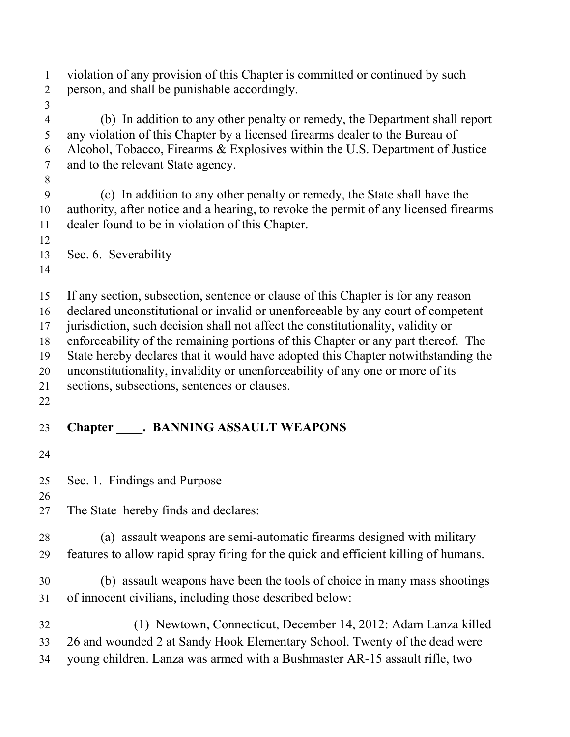violation of any provision of this Chapter is committed or continued by such person, and shall be punishable accordingly.

(b) In addition to any other penalty or remedy, the Department shall report any violation of this Chapter by a licensed firearms dealer to the Bureau of Alcohol, Tobacco, Firearms & Explosives within the U.S. Department of Justice and to the relevant State agency.

(c) In addition to any other penalty or remedy, the State shall have the authority, after notice and a hearing, to revoke the permit of any licensed firearms dealer found to be in violation of this Chapter.

Sec. 6. Severability

If any section, subsection, sentence or clause of this Chapter is for any reason declared unconstitutional or invalid or unenforceable by any court of competent jurisdiction, such decision shall not affect the constitutionality, validity or enforceability of the remaining portions of this Chapter or any part thereof. The State hereby declares that it would have adopted this Chapter notwithstanding the unconstitutionality, invalidity or unenforceability of any one or more of its sections, subsections, sentences or clauses.

## Chapter ____. BANNING ASSAULT WEAPONS

Sec. 1. Findings and Purpose

The State hereby finds and declares:

(a) assault weapons are semi-automatic firearms designed with military features to allow rapid spray firing for the quick and efficient killing of humans.

(b) assault weapons have been the tools of choice in many mass shootings of innocent civilians, including those described below:

(1) Newtown, Connecticut, December 14, 2012: Adam Lanza killed 26 and wounded 2 at Sandy Hook Elementary School. Twenty of the dead were young children. Lanza was armed with a Bushmaster AR-15 assault rifle, two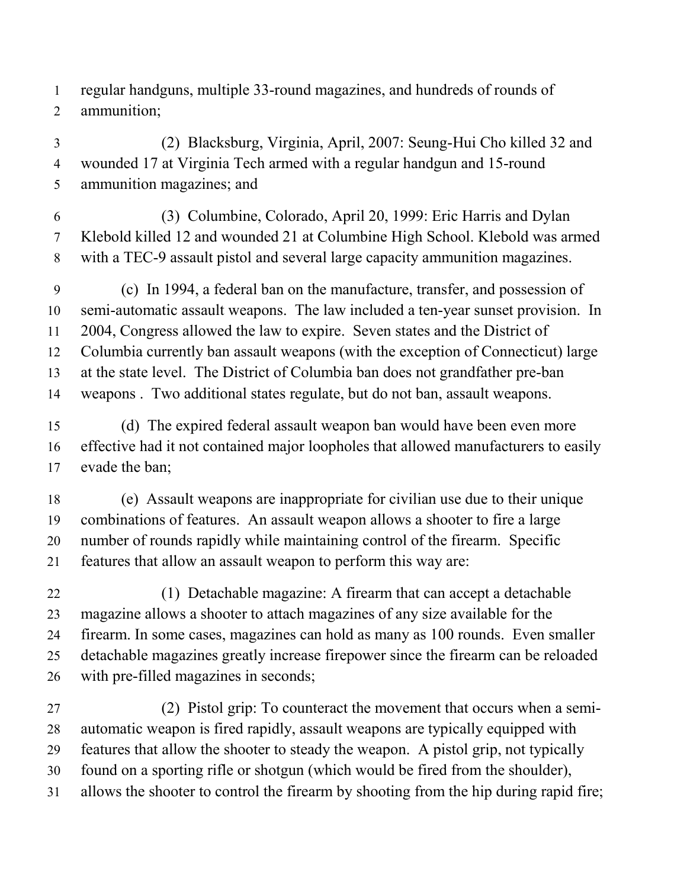regular handguns, multiple 33-round magazines, and hundreds of rounds of ammunition;

(2) Blacksburg, Virginia, April, 2007: Seung-Hui Cho killed 32 and wounded 17 at Virginia Tech armed with a regular handgun and 15-round ammunition magazines; and

(3) Columbine, Colorado, April 20, 1999: Eric Harris and Dylan Klebold killed 12 and wounded 21 at Columbine High School. Klebold was armed with a TEC-9 assault pistol and several large capacity ammunition magazines.

(c) In 1994, a federal ban on the manufacture, transfer, and possession of semi-automatic assault weapons. The law included a ten-year sunset provision. In 2004, Congress allowed the law to expire. Seven states and the District of Columbia currently ban assault weapons (with the exception of Connecticut) large at the state level. The District of Columbia ban does not grandfather pre-ban weapons . Two additional states regulate, but do not ban, assault weapons.

(d) The expired federal assault weapon ban would have been even more effective had it not contained major loopholes that allowed manufacturers to easily evade the ban;

(e) Assault weapons are inappropriate for civilian use due to their unique combinations of features. An assault weapon allows a shooter to fire a large number of rounds rapidly while maintaining control of the firearm. Specific features that allow an assault weapon to perform this way are:

(1) Detachable magazine: A firearm that can accept a detachable magazine allows a shooter to attach magazines of any size available for the firearm. In some cases, magazines can hold as many as 100 rounds. Even smaller detachable magazines greatly increase firepower since the firearm can be reloaded with pre-filled magazines in seconds;

(2) Pistol grip: To counteract the movement that occurs when a semi-automatic weapon is fired rapidly, assault weapons are typically equipped with features that allow the shooter to steady the weapon. A pistol grip, not typically found on a sporting rifle or shotgun (which would be fired from the shoulder), allows the shooter to control the firearm by shooting from the hip during rapid fire;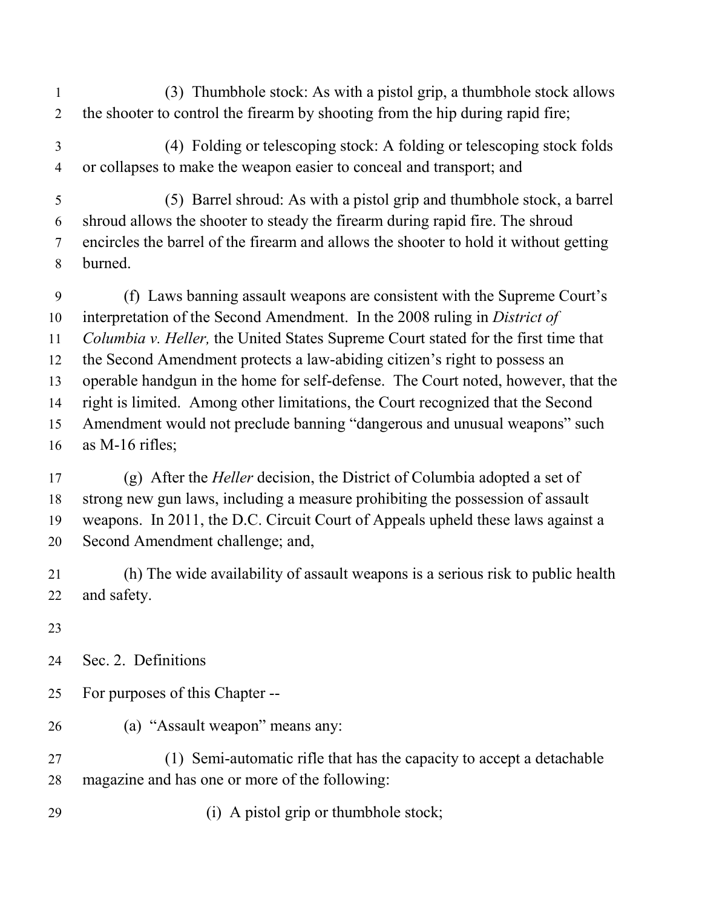(3) Thumbhole stock: As with a pistol grip, a thumbhole stock allows the shooter to control the firearm by shooting from the hip during rapid fire;

(4) Folding or telescoping stock: A folding or telescoping stock folds or collapses to make the weapon easier to conceal and transport; and

(5) Barrel shroud: As with a pistol grip and thumbhole stock, a barrel shroud allows the shooter to steady the firearm during rapid fire. The shroud encircles the barrel of the firearm and allows the shooter to hold it without getting burned.

(f) Laws banning assault weapons are consistent with the Supreme Court's interpretation of the Second Amendment. In the 2008 ruling in *District of Columbia v. Heller,* the United States Supreme Court stated for the first time that the Second Amendment protects a law-abiding citizen's right to possess an operable handgun in the home for self-defense. The Court noted, however, that the right is limited. Among other limitations, the Court recognized that the Second Amendment would not preclude banning "dangerous and unusual weapons" such as M-16 rifles;

(g) After the *Heller* decision, the District of Columbia adopted a set of strong new gun laws, including a measure prohibiting the possession of assault weapons. In 2011, the D.C. Circuit Court of Appeals upheld these laws against a Second Amendment challenge; and,

(h) The wide availability of assault weapons is a serious risk to public health and safety.

Sec. 2. Definitions

For purposes of this Chapter --

(a) "Assault weapon" means any:

(1) Semi-automatic rifle that has the capacity to accept a detachable magazine and has one or more of the following:

(i) A pistol grip or thumbhole stock;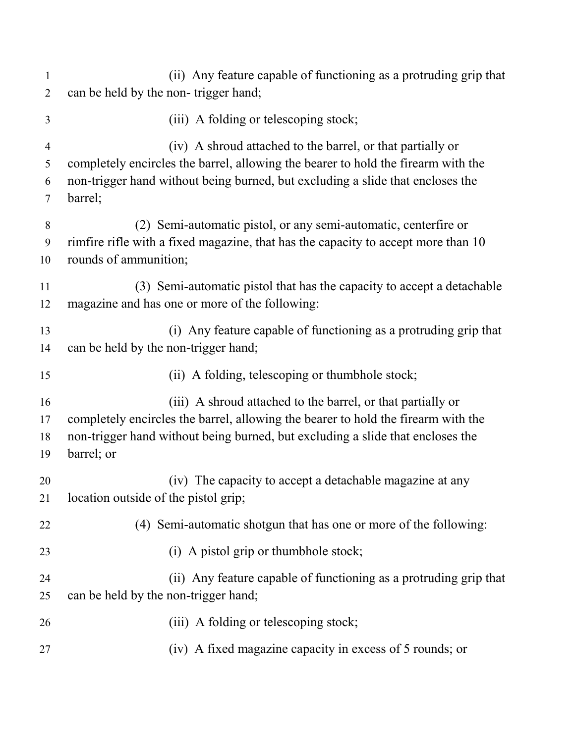(ii) Any feature capable of functioning as a protruding grip that can be held by the non- trigger hand;

(iii) A folding or telescoping stock;

(iv) A shroud attached to the barrel, or that partially or completely encircles the barrel, allowing the bearer to hold the firearm with the non-trigger hand without being burned, but excluding a slide that encloses the barrel;

(2) Semi-automatic pistol, or any semi-automatic, centerfire or rimfire rifle with a fixed magazine, that has the capacity to accept more than 10 rounds of ammunition;

(3) Semi-automatic pistol that has the capacity to accept a detachable magazine and has one or more of the following:

(i) Any feature capable of functioning as a protruding grip that can be held by the non-trigger hand;

(ii) A folding, telescoping or thumbhole stock;

(iii) A shroud attached to the barrel, or that partially or completely encircles the barrel, allowing the bearer to hold the firearm with the non-trigger hand without being burned, but excluding a slide that encloses the barrel; or

(iv) The capacity to accept a detachable magazine at any location outside of the pistol grip;

(4) Semi-automatic shotgun that has one or more of the following:

(i) A pistol grip or thumbhole stock;

(ii) Any feature capable of functioning as a protruding grip that can be held by the non-trigger hand;

(iii) A folding or telescoping stock;

(iv) A fixed magazine capacity in excess of 5 rounds; or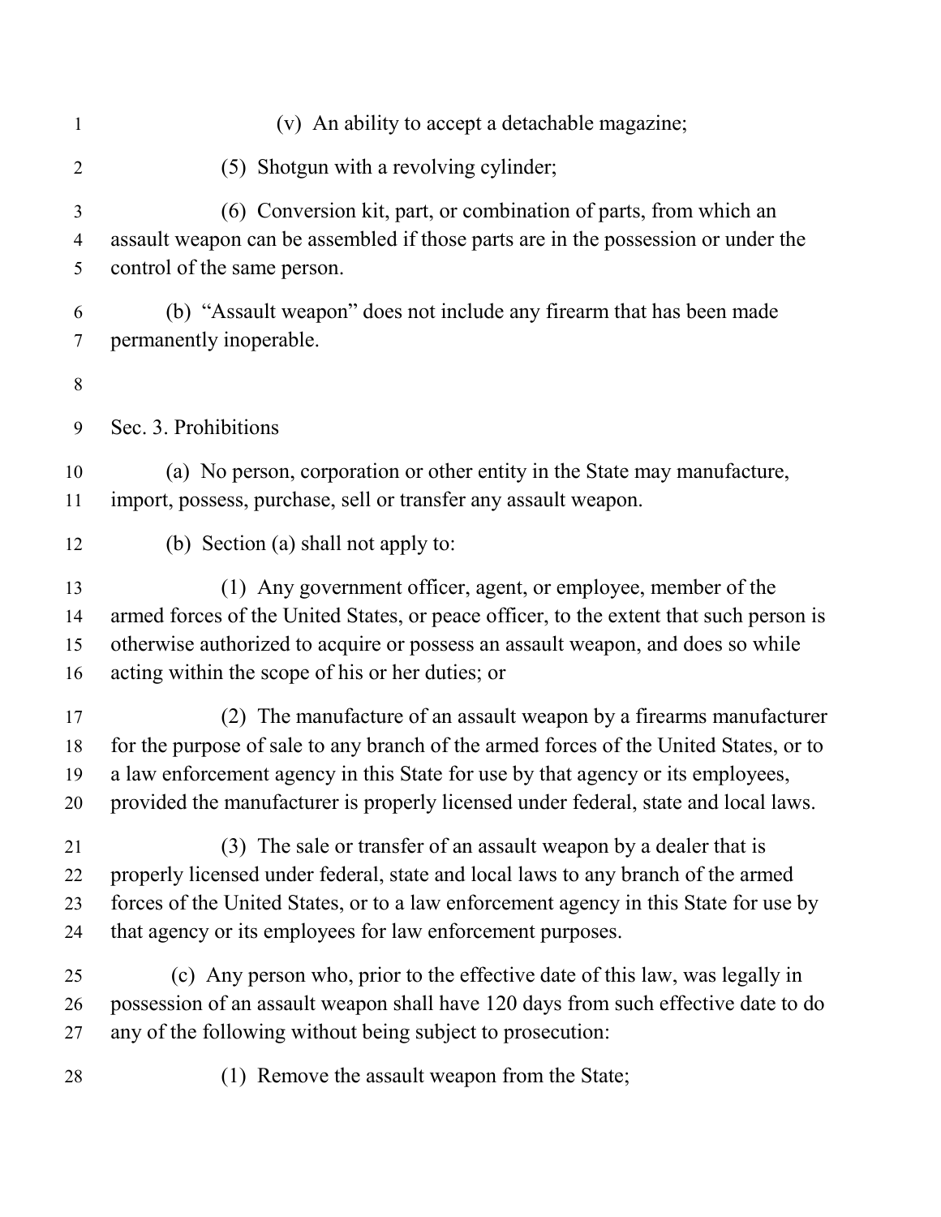(v) An ability to accept a detachable magazine;

(5) Shotgun with a revolving cylinder;

(6) Conversion kit, part, or combination of parts, from which an assault weapon can be assembled if those parts are in the possession or under the control of the same person.

(b) "Assault weapon" does not include any firearm that has been made permanently inoperable.

Sec. 3. Prohibitions

(a) No person, corporation or other entity in the State may manufacture, import, possess, purchase, sell or transfer any assault weapon.

(b) Section (a) shall not apply to:

(1) Any government officer, agent, or employee, member of the armed forces of the United States, or peace officer, to the extent that such person is otherwise authorized to acquire or possess an assault weapon, and does so while acting within the scope of his or her duties; or

(2) The manufacture of an assault weapon by a firearms manufacturer for the purpose of sale to any branch of the armed forces of the United States, or to a law enforcement agency in this State for use by that agency or its employees, provided the manufacturer is properly licensed under federal, state and local laws.

(3) The sale or transfer of an assault weapon by a dealer that is properly licensed under federal, state and local laws to any branch of the armed forces of the United States, or to a law enforcement agency in this State for use by that agency or its employees for law enforcement purposes.

(c) Any person who, prior to the effective date of this law, was legally in possession of an assault weapon shall have 120 days from such effective date to do any of the following without being subject to prosecution:

(1) Remove the assault weapon from the State;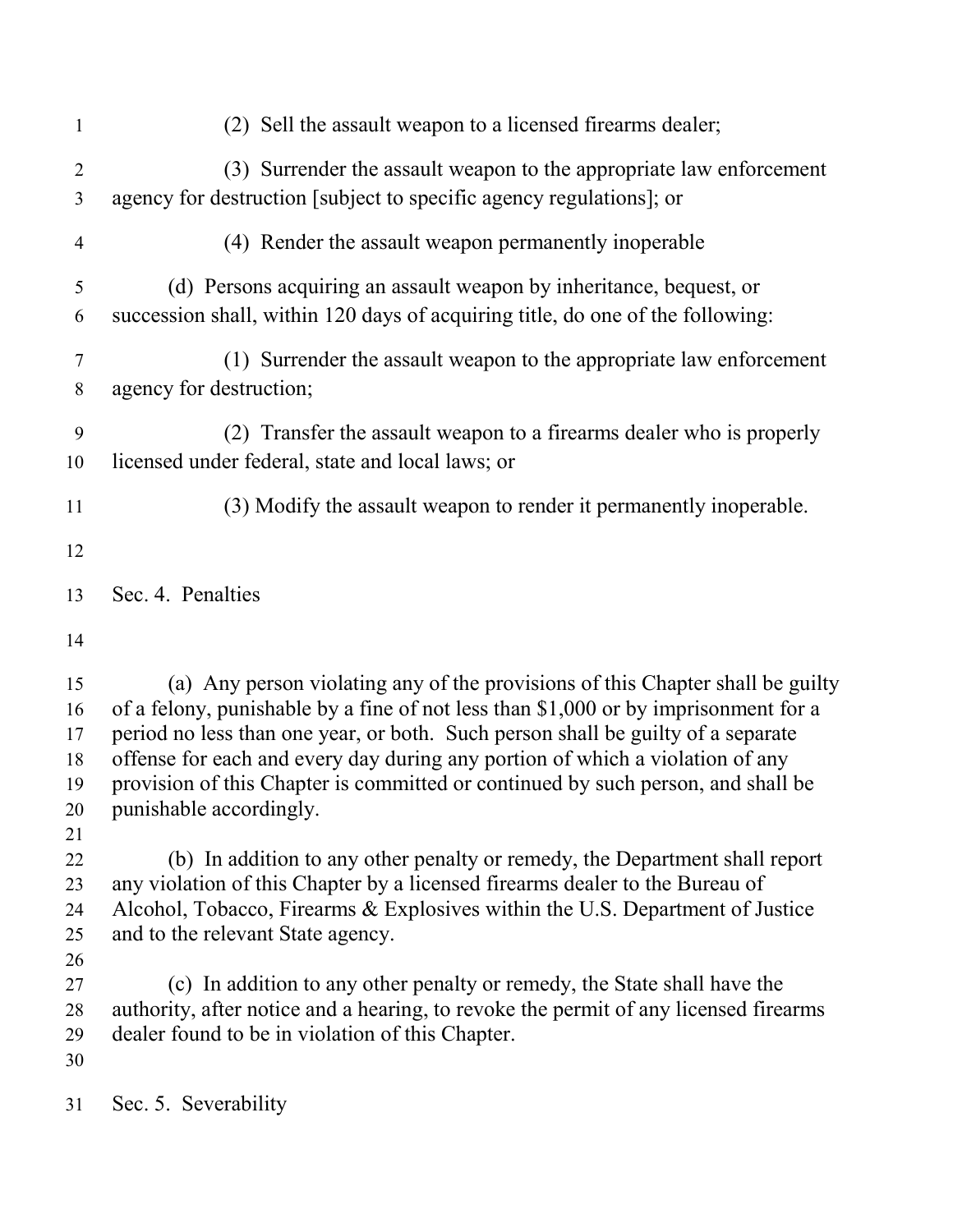(2) Sell the assault weapon to a licensed firearms dealer;

(3) Surrender the assault weapon to the appropriate law enforcement agency for destruction [subject to specific agency regulations]; or

(4) Render the assault weapon permanently inoperable

(d) Persons acquiring an assault weapon by inheritance, bequest, or succession shall, within 120 days of acquiring title, do one of the following:

(1) Surrender the assault weapon to the appropriate law enforcement agency for destruction;

(2) Transfer the assault weapon to a firearms dealer who is properly licensed under federal, state and local laws; or

(3) Modify the assault weapon to render it permanently inoperable.

## Sec. 4. Penalties

(a) Any person violating any of the provisions of this Chapter shall be guilty of a felony, punishable by a fine of not less than $1,000 or by imprisonment for a period no less than one year, or both. Such person shall be guilty of a separate offense for each and every day during any portion of which a violation of any provision of this Chapter is committed or continued by such person, and shall be punishable accordingly.

(b) In addition to any other penalty or remedy, the Department shall report any violation of this Chapter by a licensed firearms dealer to the Bureau of Alcohol, Tobacco, Firearms & Explosives within the U.S. Department of Justice and to the relevant State agency.

(c) In addition to any other penalty or remedy, the State shall have the authority, after notice and a hearing, to revoke the permit of any licensed firearms dealer found to be in violation of this Chapter.

## Sec. 5. Severability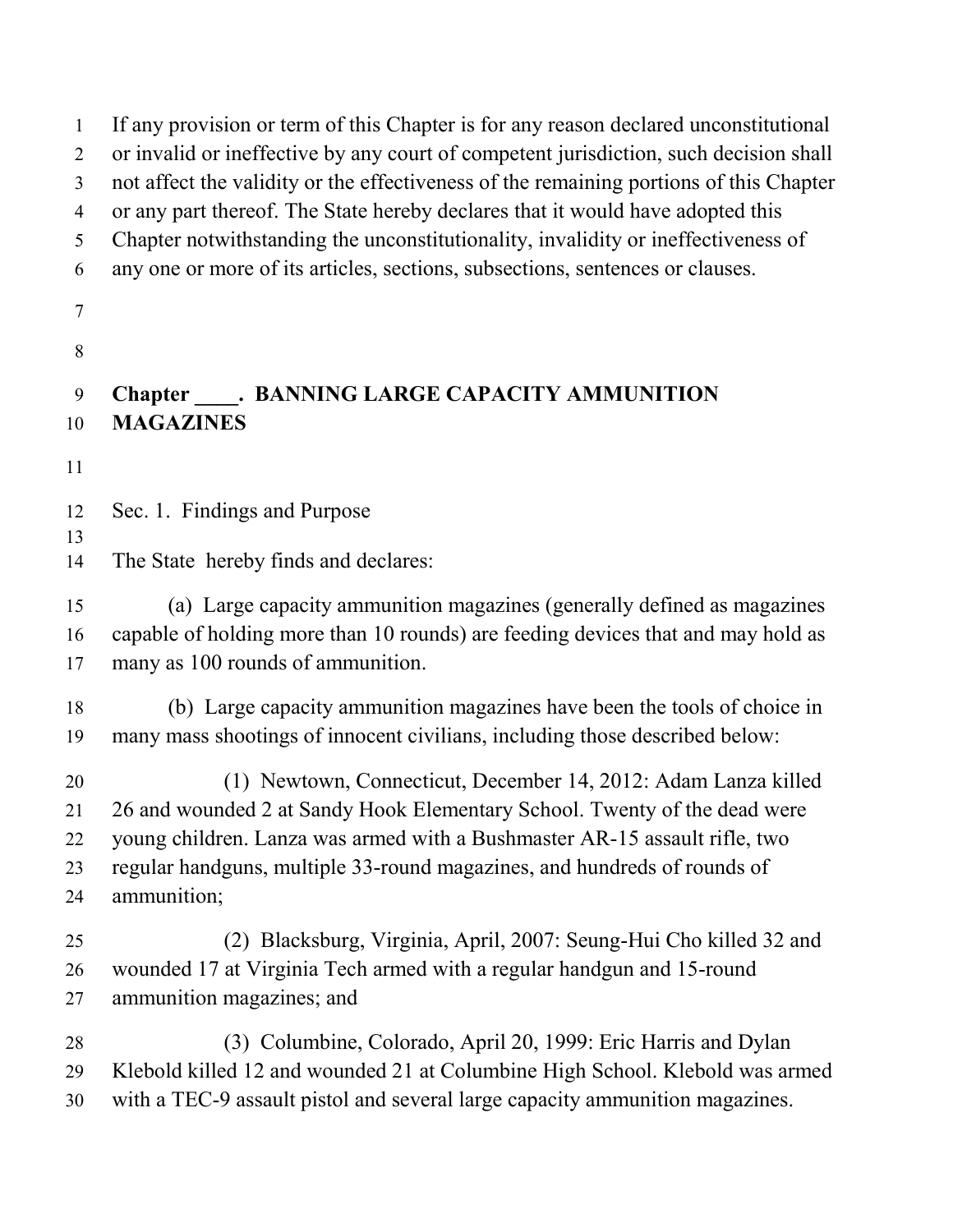If any provision or term of this Chapter is for any reason declared unconstitutional or invalid or ineffective by any court of competent jurisdiction, such decision shall not affect the validity or the effectiveness of the remaining portions of this Chapter or any part thereof. The State hereby declares that it would have adopted this Chapter notwithstanding the unconstitutionality, invalidity or ineffectiveness of any one or more of its articles, sections, subsections, sentences or clauses.

## Chapter ____. BANNING LARGE CAPACITY AMMUNITION MAGAZINES

Sec. 1. Findings and Purpose

The State hereby finds and declares:

(a) Large capacity ammunition magazines (generally defined as magazines capable of holding more than 10 rounds) are feeding devices that and may hold as many as 100 rounds of ammunition.

(b) Large capacity ammunition magazines have been the tools of choice in many mass shootings of innocent civilians, including those described below:

(1) Newtown, Connecticut, December 14, 2012: Adam Lanza killed 26 and wounded 2 at Sandy Hook Elementary School. Twenty of the dead were young children. Lanza was armed with a Bushmaster AR-15 assault rifle, two regular handguns, multiple 33-round magazines, and hundreds of rounds of ammunition;

(2) Blacksburg, Virginia, April, 2007: Seung-Hui Cho killed 32 and wounded 17 at Virginia Tech armed with a regular handgun and 15-round ammunition magazines; and

(3) Columbine, Colorado, April 20, 1999: Eric Harris and Dylan Klebold killed 12 and wounded 21 at Columbine High School. Klebold was armed with a TEC-9 assault pistol and several large capacity ammunition magazines.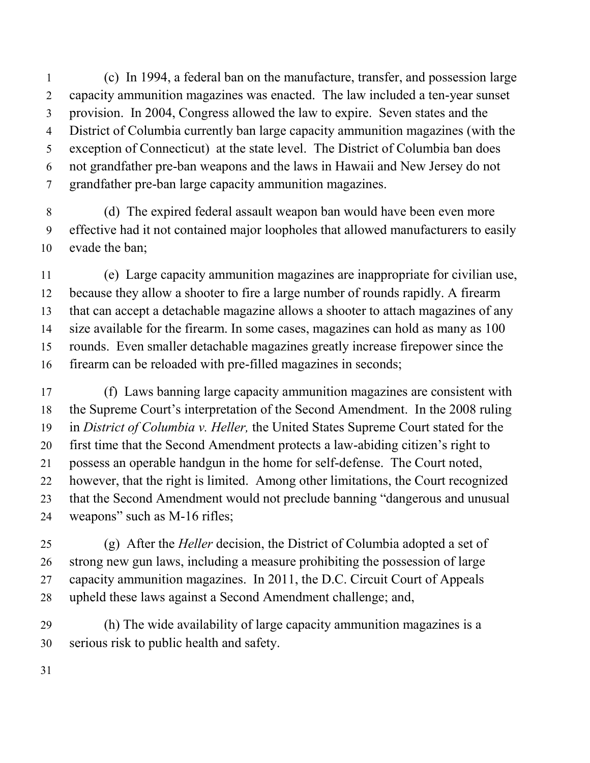(c) In 1994, a federal ban on the manufacture, transfer, and possession large capacity ammunition magazines was enacted. The law included a ten-year sunset provision. In 2004, Congress allowed the law to expire. Seven states and the District of Columbia currently ban large capacity ammunition magazines (with the exception of Connecticut) at the state level. The District of Columbia ban does not grandfather pre-ban weapons and the laws in Hawaii and New Jersey do not grandfather pre-ban large capacity ammunition magazines.

(d) The expired federal assault weapon ban would have been even more effective had it not contained major loopholes that allowed manufacturers to easily evade the ban;

(e) Large capacity ammunition magazines are inappropriate for civilian use, because they allow a shooter to fire a large number of rounds rapidly. A firearm that can accept a detachable magazine allows a shooter to attach magazines of any size available for the firearm. In some cases, magazines can hold as many as 100 rounds. Even smaller detachable magazines greatly increase firepower since the firearm can be reloaded with pre-filled magazines in seconds;

(f) Laws banning large capacity ammunition magazines are consistent with the Supreme Court's interpretation of the Second Amendment. In the 2008 ruling in *District of Columbia v. Heller,* the United States Supreme Court stated for the first time that the Second Amendment protects a law-abiding citizen's right to possess an operable handgun in the home for self-defense. The Court noted, however, that the right is limited. Among other limitations, the Court recognized that the Second Amendment would not preclude banning "dangerous and unusual weapons" such as M-16 rifles;

(g) After the *Heller* decision, the District of Columbia adopted a set of strong new gun laws, including a measure prohibiting the possession of large capacity ammunition magazines. In 2011, the D.C. Circuit Court of Appeals upheld these laws against a Second Amendment challenge; and,

(h) The wide availability of large capacity ammunition magazines is a serious risk to public health and safety.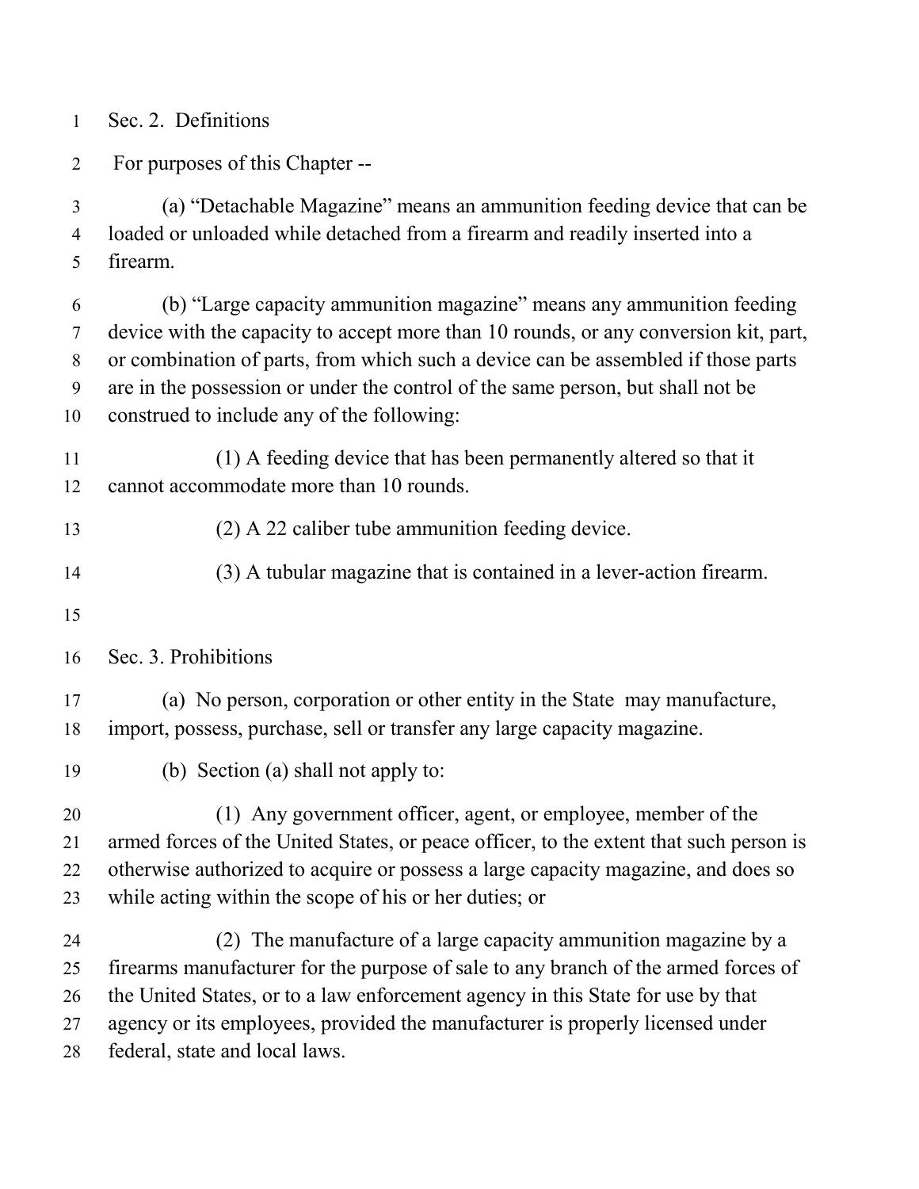Sec. 2. Definitions

For purposes of this Chapter --

(a) "Detachable Magazine" means an ammunition feeding device that can be loaded or unloaded while detached from a firearm and readily inserted into a firearm.

(b) "Large capacity ammunition magazine" means any ammunition feeding device with the capacity to accept more than 10 rounds, or any conversion kit, part, or combination of parts, from which such a device can be assembled if those parts are in the possession or under the control of the same person, but shall not be construed to include any of the following:

(1) A feeding device that has been permanently altered so that it cannot accommodate more than 10 rounds.

(2) A 22 caliber tube ammunition feeding device.

(3) A tubular magazine that is contained in a lever-action firearm.

Sec. 3. Prohibitions

(a) No person, corporation or other entity in the State may manufacture, import, possess, purchase, sell or transfer any large capacity magazine.

(b) Section (a) shall not apply to:

(1) Any government officer, agent, or employee, member of the armed forces of the United States, or peace officer, to the extent that such person is otherwise authorized to acquire or possess a large capacity magazine, and does so while acting within the scope of his or her duties; or

(2) The manufacture of a large capacity ammunition magazine by a firearms manufacturer for the purpose of sale to any branch of the armed forces of the United States, or to a law enforcement agency in this State for use by that agency or its employees, provided the manufacturer is properly licensed under federal, state and local laws.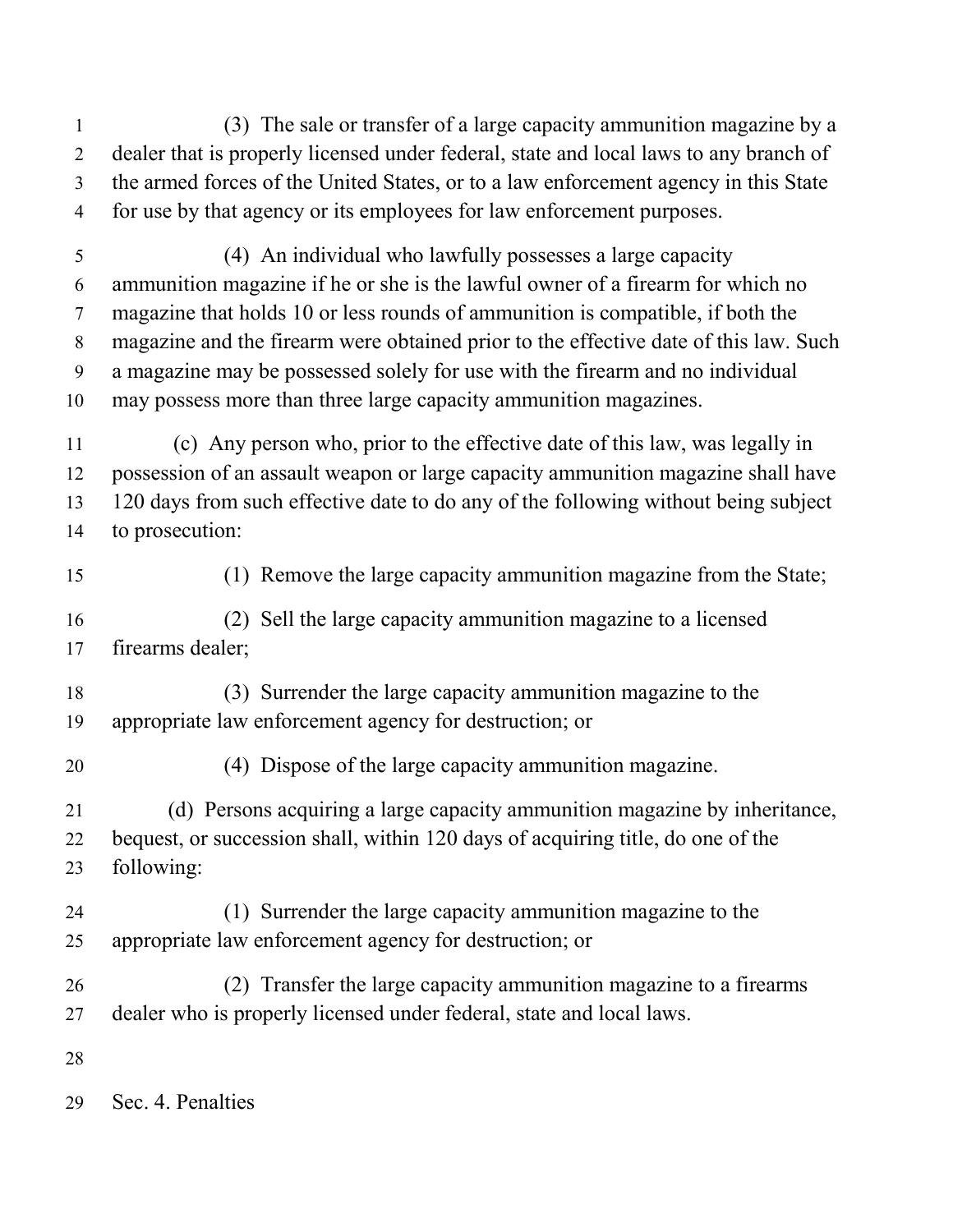(3) The sale or transfer of a large capacity ammunition magazine by a dealer that is properly licensed under federal, state and local laws to any branch of the armed forces of the United States, or to a law enforcement agency in this State for use by that agency or its employees for law enforcement purposes.

(4) An individual who lawfully possesses a large capacity ammunition magazine if he or she is the lawful owner of a firearm for which no magazine that holds 10 or less rounds of ammunition is compatible, if both the magazine and the firearm were obtained prior to the effective date of this law. Such a magazine may be possessed solely for use with the firearm and no individual may possess more than three large capacity ammunition magazines.

(c) Any person who, prior to the effective date of this law, was legally in possession of an assault weapon or large capacity ammunition magazine shall have 120 days from such effective date to do any of the following without being subject to prosecution:

(1) Remove the large capacity ammunition magazine from the State;

(2) Sell the large capacity ammunition magazine to a licensed firearms dealer;

(3) Surrender the large capacity ammunition magazine to the appropriate law enforcement agency for destruction; or

(4) Dispose of the large capacity ammunition magazine.

(d) Persons acquiring a large capacity ammunition magazine by inheritance, bequest, or succession shall, within 120 days of acquiring title, do one of the following:

(1) Surrender the large capacity ammunition magazine to the appropriate law enforcement agency for destruction; or

(2) Transfer the large capacity ammunition magazine to a firearms dealer who is properly licensed under federal, state and local laws.

Sec. 4. Penalties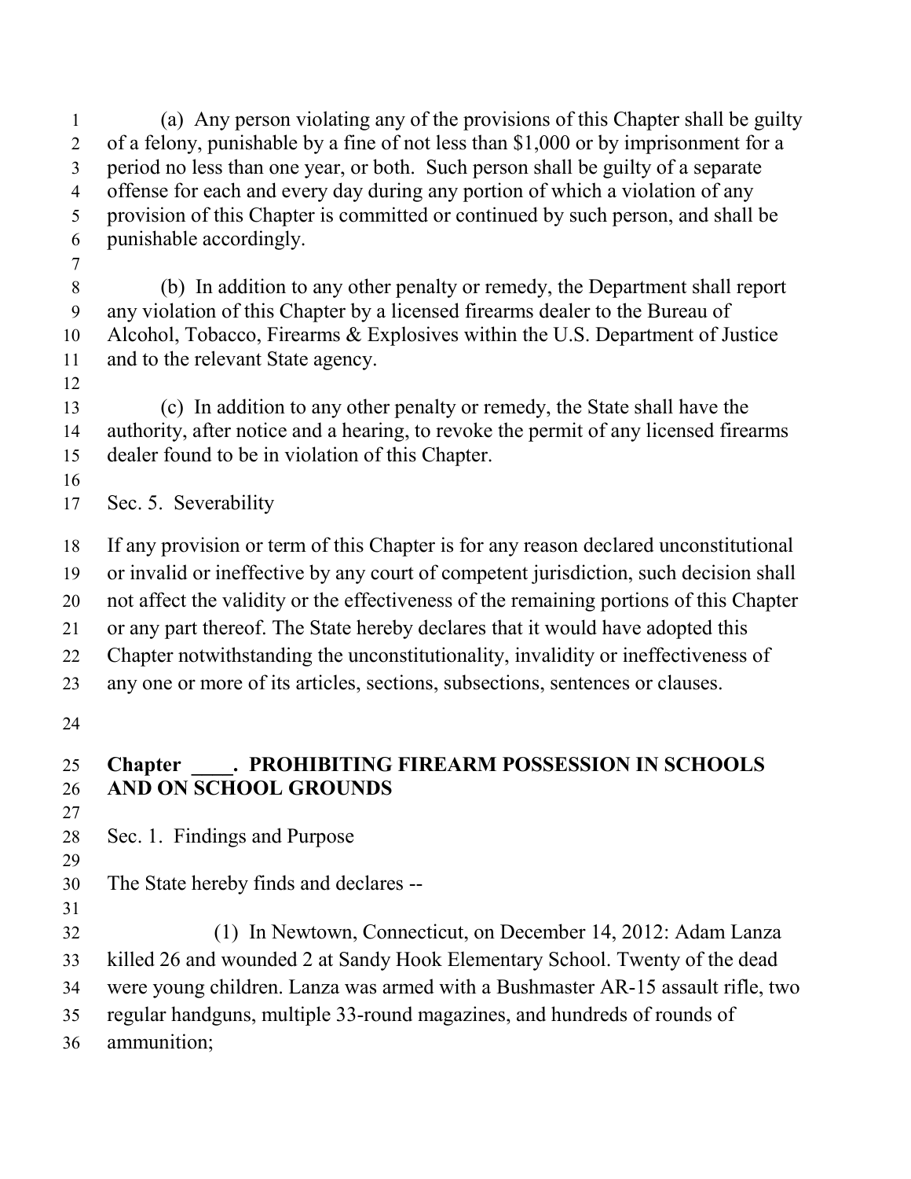(a) Any person violating any of the provisions of this Chapter shall be guilty of a felony, punishable by a fine of not less than $1,000 or by imprisonment for a period no less than one year, or both. Such person shall be guilty of a separate offense for each and every day during any portion of which a violation of any provision of this Chapter is committed or continued by such person, and shall be punishable accordingly.

(b) In addition to any other penalty or remedy, the Department shall report any violation of this Chapter by a licensed firearms dealer to the Bureau of Alcohol, Tobacco, Firearms & Explosives within the U.S. Department of Justice and to the relevant State agency.

(c) In addition to any other penalty or remedy, the State shall have the authority, after notice and a hearing, to revoke the permit of any licensed firearms dealer found to be in violation of this Chapter.

Sec. 5. Severability

If any provision or term of this Chapter is for any reason declared unconstitutional or invalid or ineffective by any court of competent jurisdiction, such decision shall not affect the validity or the effectiveness of the remaining portions of this Chapter or any part thereof. The State hereby declares that it would have adopted this Chapter notwithstanding the unconstitutionality, invalidity or ineffectiveness of any one or more of its articles, sections, subsections, sentences or clauses.

## Chapter ____. PROHIBITING FIREARM POSSESSION IN SCHOOLS AND ON SCHOOL GROUNDS

Sec. 1. Findings and Purpose

The State hereby finds and declares --

(1) In Newtown, Connecticut, on December 14, 2012: Adam Lanza killed 26 and wounded 2 at Sandy Hook Elementary School. Twenty of the dead were young children. Lanza was armed with a Bushmaster AR-15 assault rifle, two regular handguns, multiple 33-round magazines, and hundreds of rounds of ammunition;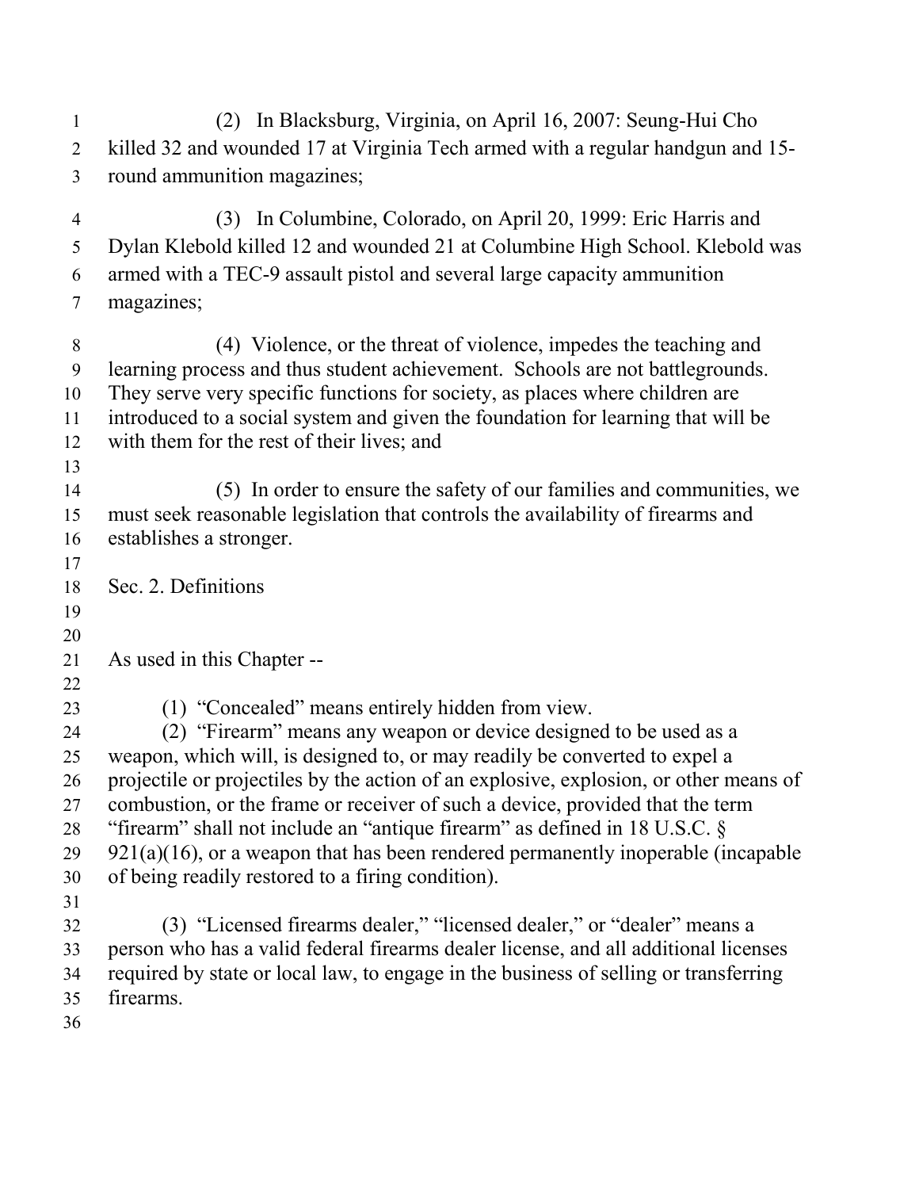(2) In Blacksburg, Virginia, on April 16, 2007: Seung-Hui Cho killed 32 and wounded 17 at Virginia Tech armed with a regular handgun and 15-round ammunition magazines;

(3) In Columbine, Colorado, on April 20, 1999: Eric Harris and Dylan Klebold killed 12 and wounded 21 at Columbine High School. Klebold was armed with a TEC-9 assault pistol and several large capacity ammunition magazines;

(4) Violence, or the threat of violence, impedes the teaching and learning process and thus student achievement. Schools are not battlegrounds. They serve very specific functions for society, as places where children are introduced to a social system and given the foundation for learning that will be with them for the rest of their lives; and

(5) In order to ensure the safety of our families and communities, we must seek reasonable legislation that controls the availability of firearms and establishes a stronger.

Sec. 2. Definitions

As used in this Chapter --

(1) "Concealed" means entirely hidden from view.

(2) "Firearm" means any weapon or device designed to be used as a weapon, which will, is designed to, or may readily be converted to expel a projectile or projectiles by the action of an explosive, explosion, or other means of combustion, or the frame or receiver of such a device, provided that the term "firearm" shall not include an "antique firearm" as defined in 18 U.S.C. § 921(a)(16), or a weapon that has been rendered permanently inoperable (incapable of being readily restored to a firing condition).

(3) "Licensed firearms dealer," "licensed dealer," or "dealer" means a person who has a valid federal firearms dealer license, and all additional licenses required by state or local law, to engage in the business of selling or transferring firearms.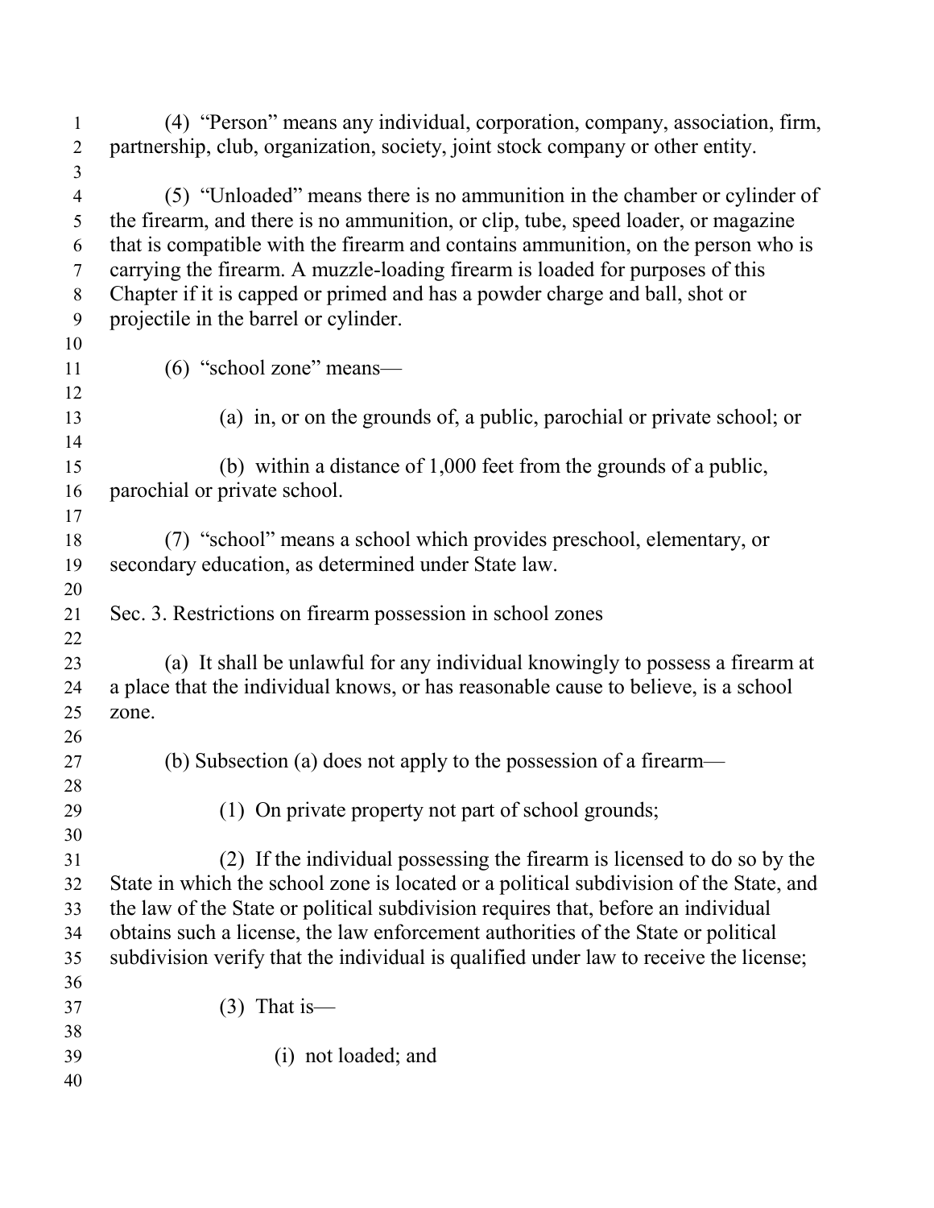(4) “Person” means any individual, corporation, company, association, firm, partnership, club, organization, society, joint stock company or other entity.

(5) “Unloaded” means there is no ammunition in the chamber or cylinder of the firearm, and there is no ammunition, or clip, tube, speed loader, or magazine that is compatible with the firearm and contains ammunition, on the person who is carrying the firearm. A muzzle-loading firearm is loaded for purposes of this Chapter if it is capped or primed and has a powder charge and ball, shot or projectile in the barrel or cylinder.

(6) “school zone” means—

(a) in, or on the grounds of, a public, parochial or private school; or

(b) within a distance of 1,000 feet from the grounds of a public, parochial or private school.

(7) “school” means a school which provides preschool, elementary, or secondary education, as determined under State law.

Sec. 3. Restrictions on firearm possession in school zones

(a) It shall be unlawful for any individual knowingly to possess a firearm at a place that the individual knows, or has reasonable cause to believe, is a school zone.

(b) Subsection (a) does not apply to the possession of a firearm—

(1) On private property not part of school grounds;

(2) If the individual possessing the firearm is licensed to do so by the State in which the school zone is located or a political subdivision of the State, and the law of the State or political subdivision requires that, before an individual obtains such a license, the law enforcement authorities of the State or political subdivision verify that the individual is qualified under law to receive the license;

(3) That is—

(i) not loaded; and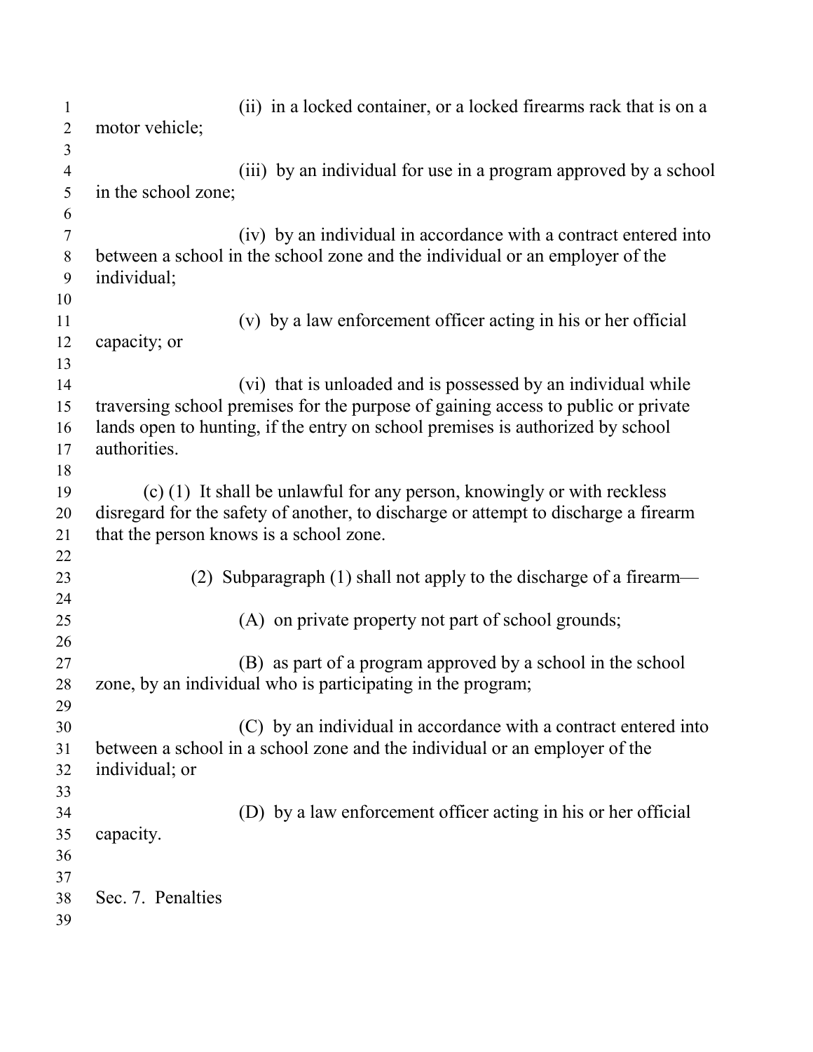(ii) in a locked container, or a locked firearms rack that is on a motor vehicle;

(iii) by an individual for use in a program approved by a school in the school zone;

(iv) by an individual in accordance with a contract entered into between a school in the school zone and the individual or an employer of the individual;

(v) by a law enforcement officer acting in his or her official capacity; or

(vi) that is unloaded and is possessed by an individual while traversing school premises for the purpose of gaining access to public or private lands open to hunting, if the entry on school premises is authorized by school authorities.

(c) (1) It shall be unlawful for any person, knowingly or with reckless disregard for the safety of another, to discharge or attempt to discharge a firearm that the person knows is a school zone.

(2) Subparagraph (1) shall not apply to the discharge of a firearm—

(A) on private property not part of school grounds;

(B) as part of a program approved by a school in the school zone, by an individual who is participating in the program;

(C) by an individual in accordance with a contract entered into between a school in a school zone and the individual or an employer of the individual; or

(D) by a law enforcement officer acting in his or her official capacity.

## Sec. 7. Penalties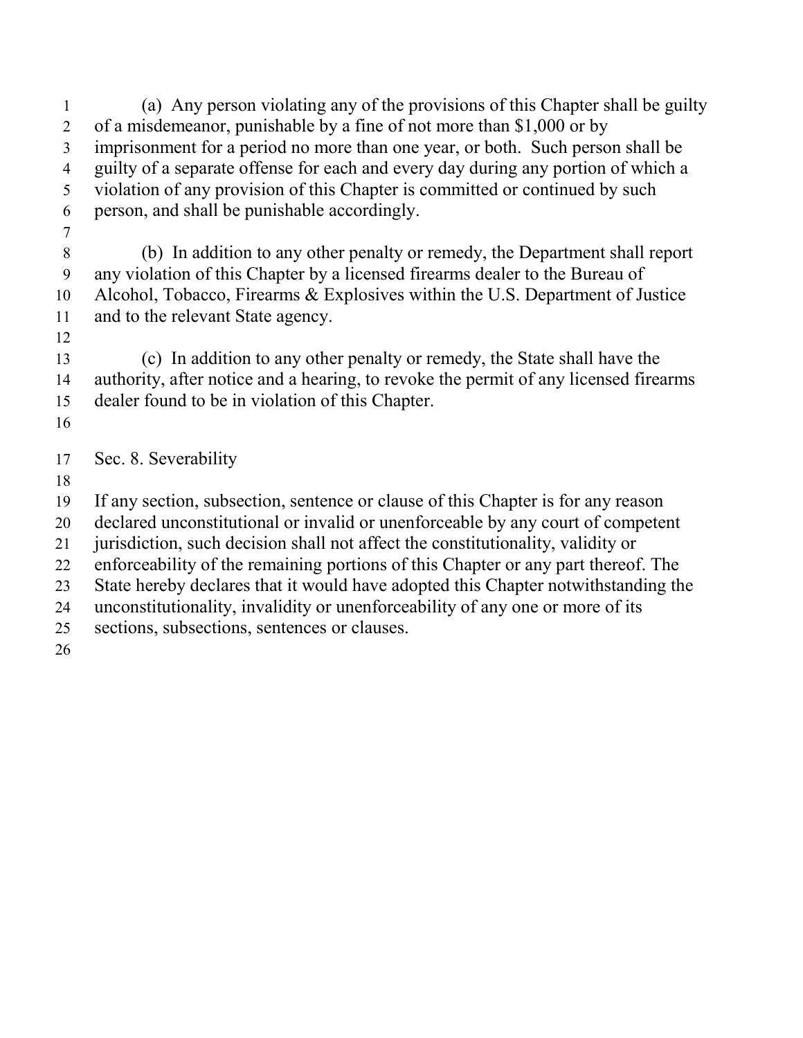(a) Any person violating any of the provisions of this Chapter shall be guilty of a misdemeanor, punishable by a fine of not more than $1,000 or by imprisonment for a period no more than one year, or both. Such person shall be guilty of a separate offense for each and every day during any portion of which a violation of any provision of this Chapter is committed or continued by such person, and shall be punishable accordingly.

(b) In addition to any other penalty or remedy, the Department shall report any violation of this Chapter by a licensed firearms dealer to the Bureau of Alcohol, Tobacco, Firearms & Explosives within the U.S. Department of Justice and to the relevant State agency.

(c) In addition to any other penalty or remedy, the State shall have the authority, after notice and a hearing, to revoke the permit of any licensed firearms dealer found to be in violation of this Chapter.

Sec. 8. Severability

If any section, subsection, sentence or clause of this Chapter is for any reason declared unconstitutional or invalid or unenforceable by any court of competent jurisdiction, such decision shall not affect the constitutionality, validity or enforceability of the remaining portions of this Chapter or any part thereof. The State hereby declares that it would have adopted this Chapter notwithstanding the unconstitutionality, invalidity or unenforceability of any one or more of its sections, subsections, sentences or clauses.